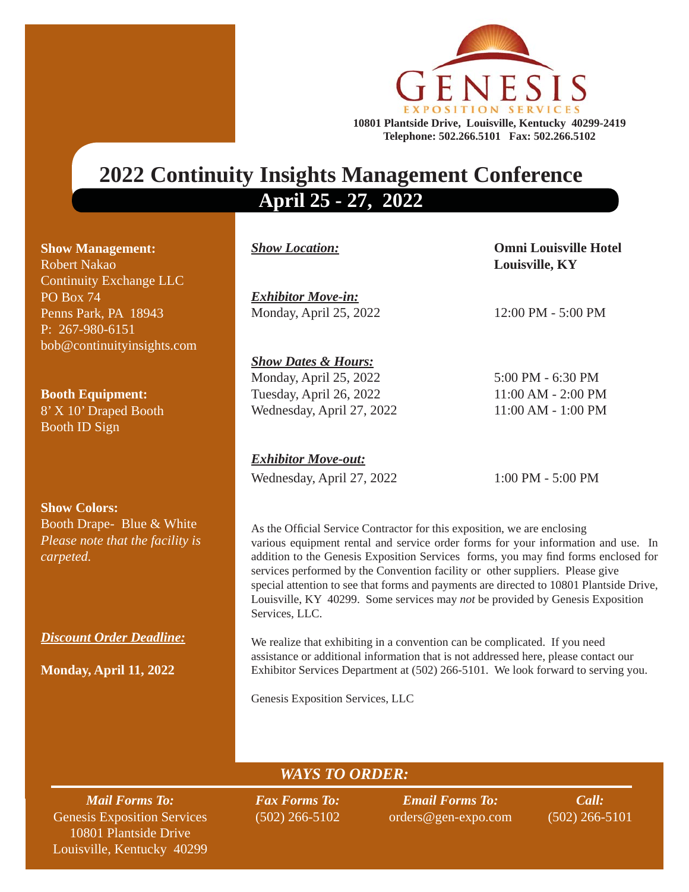GENESIS

EXPOSITION SERVICES

10801 Plantside Drive, Louisville, Kentucky 40299-2419
Telephone: 502.266.5101 Fax: 502.266.5102

# 2022 Continuity Insights Management Conference

## April 25 - 27, 2022

**Show Management:**
Robert Nakao
Continuity Exchange LLC
PO Box 74
Penns Park, PA 18943
P: 267-980-6151
bob@continuityinsights.com

**Booth Equipment:**
8' X 10' Draped Booth
Booth ID Sign

**Show Colors:**
Booth Drape- Blue & White
*Please note that the facility is carpeted.*

***Discount Order Deadline:***

**Monday, April 11, 2022**

***Show Location:*** **Omni Louisville Hotel, Louisville, KY**

***Exhibitor Move-in:***

| | |
|---|---|
| Monday, April 25, 2022 | 12:00 PM - 5:00 PM |

***Show Dates & Hours:***

| | |
|---|---|
| Monday, April 25, 2022 | 5:00 PM - 6:30 PM |
| Tuesday, April 26, 2022 | 11:00 AM - 2:00 PM |
| Wednesday, April 27, 2022 | 11:00 AM - 1:00 PM |

***Exhibitor Move-out:***

| | |
|---|---|
| Wednesday, April 27, 2022 | 1:00 PM - 5:00 PM |

As the Official Service Contractor for this exposition, we are enclosing various equipment rental and service order forms for your information and use. In addition to the Genesis Exposition Services forms, you may find forms enclosed for services performed by the Convention facility or other suppliers. Please give special attention to see that forms and payments are directed to 10801 Plantside Drive, Louisville, KY 40299. Some services may *not* be provided by Genesis Exposition Services, LLC.

We realize that exhibiting in a convention can be complicated. If you need assistance or additional information that is not addressed here, please contact our Exhibitor Services Department at (502) 266-5101. We look forward to serving you.

Genesis Exposition Services, LLC

***WAYS TO ORDER:***

***Mail Forms To:***
Genesis Exposition Services
10801 Plantside Drive
Louisville, Kentucky 40299

***Fax Forms To:***
(502) 266-5102

***Email Forms To:***
orders@gen-expo.com

***Call:***
(502) 266-5101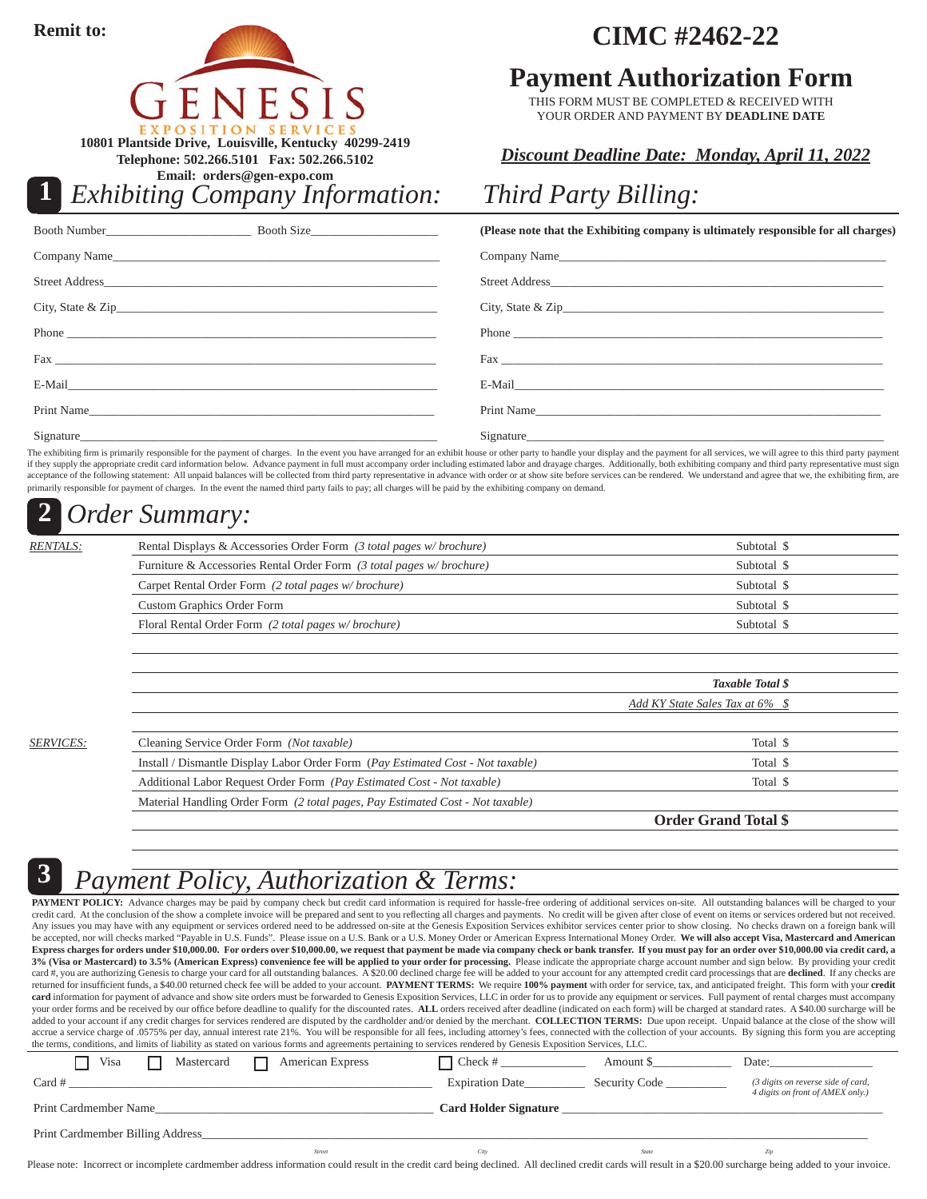**Remit to:**

GENESIS EXPOSITION SERVICES

**10801 Plantside Drive, Louisville, Kentucky 40299-2419**
**Telephone: 502.266.5101 Fax: 502.266.5102**
**Email: orders@gen-expo.com**

# CIMC #2462-22

# Payment Authorization Form

THIS FORM MUST BE COMPLETED & RECEIVED WITH YOUR ORDER AND PAYMENT BY **DEADLINE DATE**

***Discount Deadline Date: Monday, April 11, 2022***

## 1 Exhibiting Company Information:

Booth Number______________________ Booth Size____________________

Company Name_____________________________________________

Street Address_____________________________________________

City, State & Zip___________________________________________

Phone ____________________________________________________

Fax ______________________________________________________

E-Mail____________________________________________________

Print Name_________________________________________________

Signature__________________________________________________

## Third Party Billing:

**(Please note that the Exhibiting company is ultimately responsible for all charges)**

Company Name_____________________________________________

Street Address_____________________________________________

City, State & Zip___________________________________________

Phone ____________________________________________________

Fax ______________________________________________________

E-Mail____________________________________________________

Print Name_________________________________________________

Signature__________________________________________________

The exhibiting firm is primarily responsible for the payment of charges. In the event you have arranged for an exhibit house or other party to handle your display and the payment for all services, we will agree to this third party payment if they supply the appropriate credit card information below. Advance payment in full must accompany order including estimated labor and drayage charges. Additionally, both exhibiting company and third party representative must sign acceptance of the following statement: All unpaid balances will be collected from third party representative in advance with order or at show site before services can be rendered. We understand and agree that we, the exhibiting firm, are primarily responsible for payment of charges. In the event the named third party fails to pay; all charges will be paid by the exhibiting company on demand.

## 2 Order Summary:

| | | |
|---|---|---|
| *RENTALS:* | Rental Displays & Accessories Order Form *(3 total pages w/ brochure)* | Subtotal $ |
| | Furniture & Accessories Rental Order Form *(3 total pages w/ brochure)* | Subtotal $ |
| | Carpet Rental Order Form *(2 total pages w/ brochure)* | Subtotal $ |
| | Custom Graphics Order Form | Subtotal $ |
| | Floral Rental Order Form *(2 total pages w/ brochure)* | Subtotal $ |
| | | |
| | | |
| | | ***Taxable Total $*** |
| | | *Add KY State Sales Tax at 6% $* |
| *SERVICES:* | Cleaning Service Order Form *(Not taxable)* | Total $ |
| | Install / Dismantle Display Labor Order Form *(Pay Estimated Cost - Not taxable)* | Total $ |
| | Additional Labor Request Order Form *(Pay Estimated Cost - Not taxable)* | Total $ |
| | Material Handling Order Form *(2 total pages, Pay Estimated Cost - Not taxable)* | |
| | | **Order Grand Total $** |

## 3 Payment Policy, Authorization & Terms:

**PAYMENT POLICY:** Advance charges may be paid by company check but credit card information is required for hassle-free ordering of additional services on-site. All outstanding balances will be charged to your credit card. At the conclusion of the show a complete invoice will be prepared and sent to you reflecting all charges and payments. No credit will be given after close of event on items or services ordered but not received. Any issues you may have with any equipment or services ordered need to be addressed on-site at the Genesis Exposition Services exhibitor services center prior to show closing. No checks drawn on a foreign bank will be accepted, nor will checks marked "Payable in U.S. Funds". Please issue on a U.S. Bank or a U.S. Money Order or American Express International Money Order. **We will also accept Visa, Mastercard and American Express charges for orders under $10,000.00. For orders over $10,000.00, we request that payment be made via company check or bank transfer. If you must pay for an order over $10,000.00 via credit card, a 3% (Visa or Mastercard) to 3.5% (American Express) convenience fee will be applied to your order for processing.** Please indicate the appropriate charge account number and sign below. By providing your credit card #, you are authorizing Genesis to charge your card for all outstanding balances. A $20.00 declined charge fee will be added to your account for any attempted credit card processings that are **declined**. If any checks are returned for insufficient funds, a $40.00 returned check fee will be added to your account. **PAYMENT TERMS:** We require **100% payment** with order for service, tax, and anticipated freight. This form with your **credit card** information for payment of advance and show site orders must be forwarded to Genesis Exposition Services, LLC in order for us to provide any equipment or services. Full payment of rental charges must accompany your order forms and be received by our office before deadline to qualify for the discounted rates. **ALL** orders received after deadline (indicated on each form) will be charged at standard rates. A $40.00 surcharge will be added to your account if any credit charges for services rendered are disputed by the cardholder and/or denied by the merchant. **COLLECTION TERMS:** Due upon receipt. Unpaid balance at the close of the show will accrue a service charge of .0575% per day, annual interest rate 21%. You will be responsible for all fees, including attorney's fees, connected with the collection of your accounts. By signing this form you are accepting the terms, conditions, and limits of liability as stated on various forms and agreements pertaining to services rendered by Genesis Exposition Services, LLC.

☐ Visa ☐ Mastercard ☐ American Express ☐ Check # _____________ Amount $____________ Date:_________________

Card # ______________________________________________ Expiration Date__________ Security Code _________ *(3 digits on reverse side of card, 4 digits on front of AMEX only.)*

Print Cardmember Name__________________________________ **Card Holder Signature** ________________________________

Print Cardmember Billing Address___________________________________________________________________________
Street City State Zip

Please note: Incorrect or incomplete cardmember address information could result in the credit card being declined. All declined credit cards will result in a $20.00 surcharge being added to your invoice.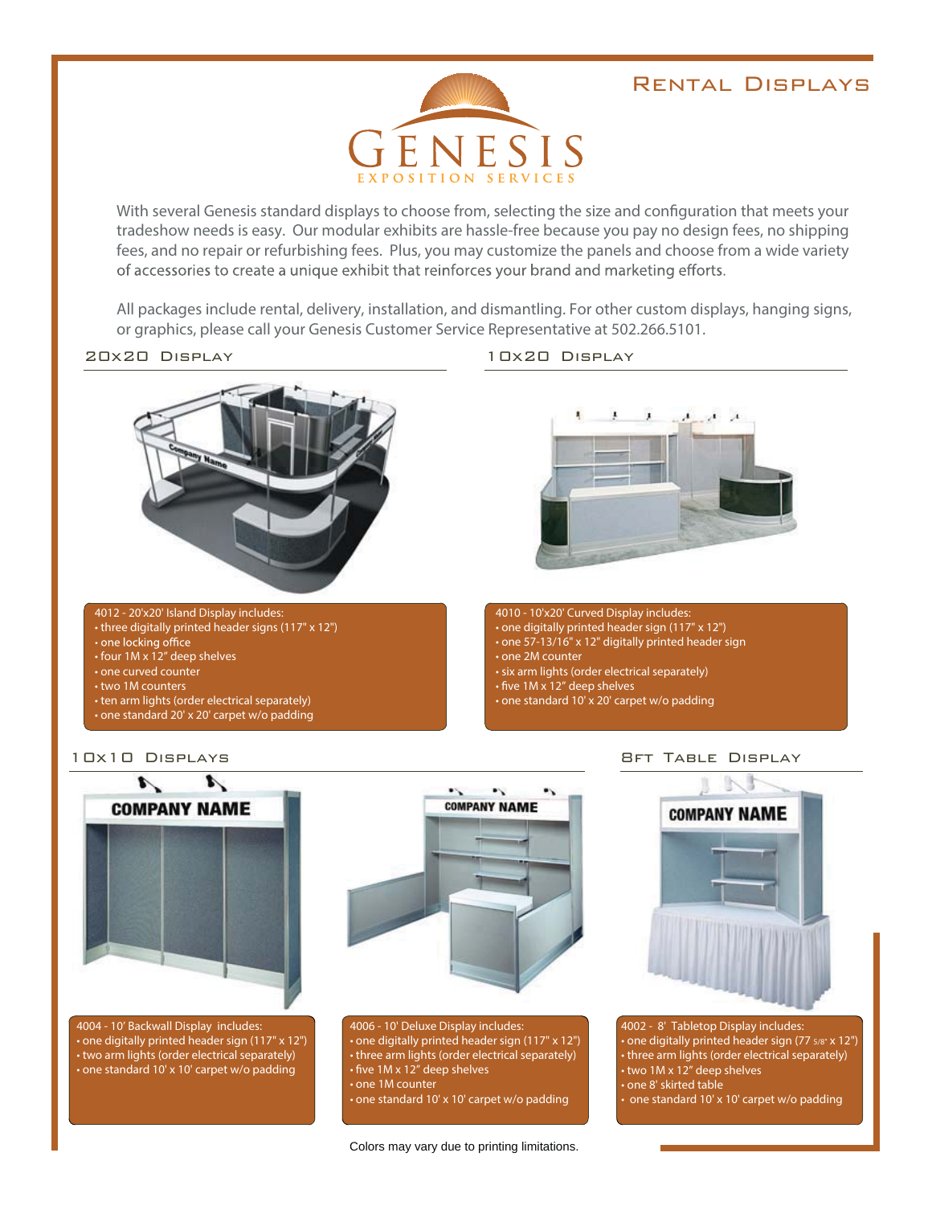# Rental Displays

GENESIS
EXPOSITION SERVICES

With several Genesis standard displays to choose from, selecting the size and configuration that meets your tradeshow needs is easy. Our modular exhibits are hassle-free because you pay no design fees, no shipping fees, and no repair or refurbishing fees. Plus, you may customize the panels and choose from a wide variety of accessories to create a unique exhibit that reinforces your brand and marketing efforts.

All packages include rental, delivery, installation, and dismantling. For other custom displays, hanging signs, or graphics, please call your Genesis Customer Service Representative at 502.266.5101.

## 20x20 Display

4012 - 20'x20' Island Display includes:

- three digitally printed header signs (117" x 12")
- one locking office
- four 1M x 12" deep shelves
- one curved counter
- two 1M counters
- ten arm lights (order electrical separately)
- one standard 20' x 20' carpet w/o padding

## 10x20 Display

4010 - 10'x20' Curved Display includes:

- one digitally printed header sign (117" x 12")
- one 57-13/16" x 12" digitally printed header sign
- one 2M counter
- six arm lights (order electrical separately)
- five 1M x 12" deep shelves
- one standard 10' x 20' carpet w/o padding

## 10x10 Displays

4004 - 10' Backwall Display includes:

- one digitally printed header sign (117" x 12")
- two arm lights (order electrical separately)
- one standard 10' x 10' carpet w/o padding

4006 - 10' Deluxe Display includes:

- one digitally printed header sign (117" x 12")
- three arm lights (order electrical separately)
- five 1M x 12" deep shelves
- one 1M counter
- one standard 10' x 10' carpet w/o padding

## 8ft Table Display

4002 - 8' Tabletop Display includes:

- one digitally printed header sign (77 5/8" x 12")
- three arm lights (order electrical separately)
- two 1M x 12" deep shelves
- one 8' skirted table
- one standard 10' x 10' carpet w/o padding

Colors may vary due to printing limitations.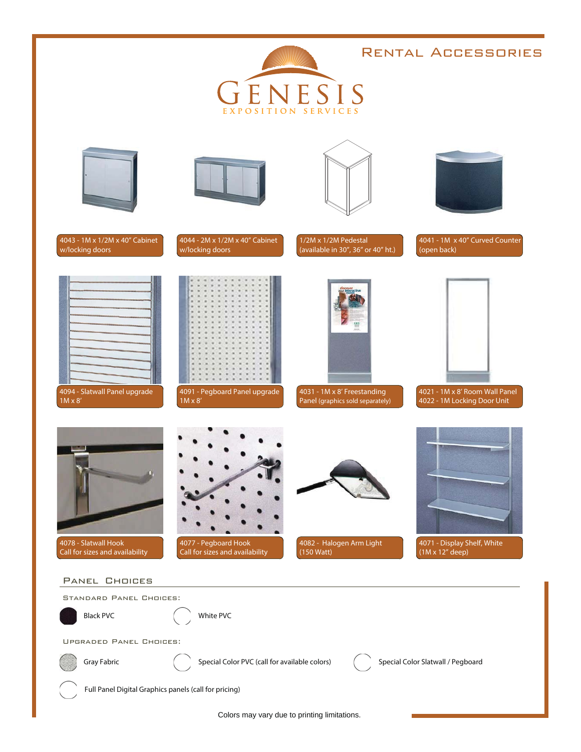# Rental Accessories

GENESIS
EXPOSITION SERVICES

4043 - 1M x 1/2M x 40" Cabinet w/locking doors

4044 - 2M x 1/2M x 40" Cabinet w/locking doors

1/2M x 1/2M Pedestal (available in 30", 36" or 40" ht.)

4041 - 1M x 40" Curved Counter (open back)

4094 - Slatwall Panel upgrade 1M x 8'

4091 - Pegboard Panel upgrade 1M x 8'

4031 - 1M x 8' Freestanding Panel (graphics sold separately)

4021 - 1M x 8' Room Wall Panel
4022 - 1M Locking Door Unit

4078 - Slatwall Hook
Call for sizes and availability

4077 - Pegboard Hook
Call for sizes and availability

4082 - Halogen Arm Light (150 Watt)

4071 - Display Shelf, White (1M x 12" deep)

## Panel Choices

### Standard Panel Choices:

- Black PVC
- White PVC

### Upgraded Panel Choices:

- Gray Fabric
- Special Color PVC (call for available colors)
- Special Color Slatwall / Pegboard
- Full Panel Digital Graphics panels (call for pricing)

Colors may vary due to printing limitations.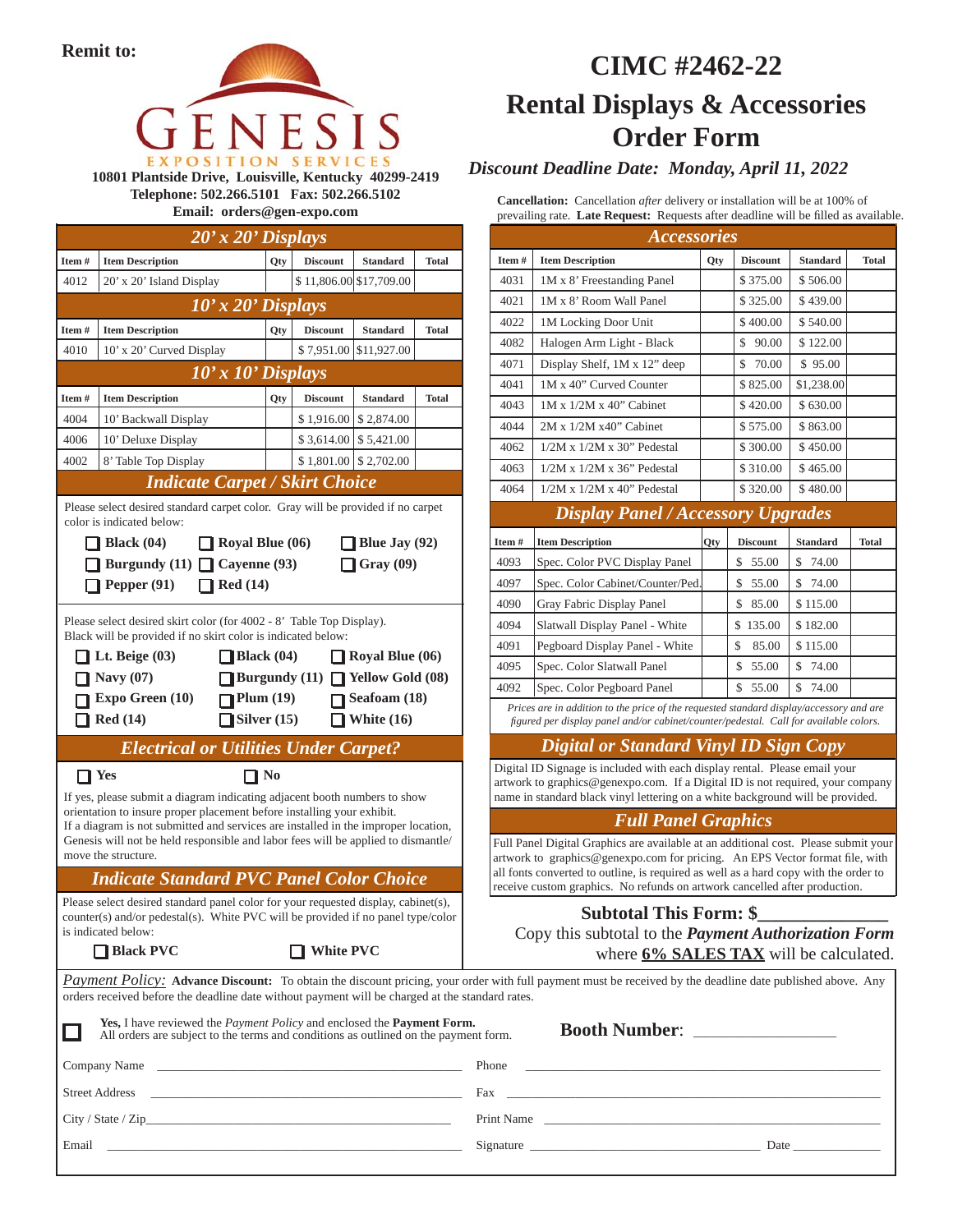**Remit to:**

GENESIS EXPOSITION SERVICES
10801 Plantside Drive, Louisville, Kentucky 40299-2419
Telephone: 502.266.5101 Fax: 502.266.5102
Email: orders@gen-expo.com

# CIMC #2462-22

# Rental Displays & Accessories Order Form

***Discount Deadline Date: Monday, April 11, 2022***

**Cancellation:** Cancellation *after* delivery or installation will be at 100% of prevailing rate. **Late Request:** Requests after deadline will be filled as available.

## *20' x 20' Displays*

| Item # | Item Description | Qty | Discount | Standard | Total |
|---|---|---|---|---|---|
| 4012 | 20' x 20' Island Display | | $ 11,806.00 | $17,709.00 | |

## *10' x 20' Displays*

| Item # | Item Description | Qty | Discount | Standard | Total |
|---|---|---|---|---|---|
| 4010 | 10' x 20' Curved Display | | $ 7,951.00 | $11,927.00 | |

## *10' x 10' Displays*

| Item # | Item Description | Qty | Discount | Standard | Total |
|---|---|---|---|---|---|
| 4004 | 10' Backwall Display | | $ 1,916.00 | $ 2,874.00 | |
| 4006 | 10' Deluxe Display | | $ 3,614.00 | $ 5,421.00 | |
| 4002 | 8' Table Top Display | | $ 1,801.00 | $ 2,702.00 | |

## *Indicate Carpet / Skirt Choice*

Please select desired standard carpet color. Gray will be provided if no carpet color is indicated below:

- ☐ **Black (04)**
- ☐ **Royal Blue (06)**
- ☐ **Blue Jay (92)**
- ☐ **Burgundy (11)**
- ☐ **Cayenne (93)**
- ☐ **Gray (09)**
- ☐ **Pepper (91)**
- ☐ **Red (14)**

Please select desired skirt color (for 4002 - 8' Table Top Display). Black will be provided if no skirt color is indicated below:

- ☐ **Lt. Beige (03)**
- ☐ **Black (04)**
- ☐ **Royal Blue (06)**
- ☐ **Navy (07)**
- ☐ **Burgundy (11)**
- ☐ **Yellow Gold (08)**
- ☐ **Expo Green (10)**
- ☐ **Plum (19)**
- ☐ **Seafoam (18)**
- ☐ **Red (14)**
- ☐ **Silver (15)**
- ☐ **White (16)**

## *Electrical or Utilities Under Carpet?*

☐ **Yes** ☐ **No**

If yes, please submit a diagram indicating adjacent booth numbers to show orientation to insure proper placement before installing your exhibit. If a diagram is not submitted and services are installed in the improper location, Genesis will not be held responsible and labor fees will be applied to dismantle/ move the structure.

## *Indicate Standard PVC Panel Color Choice*

Please select desired standard panel color for your requested display, cabinet(s), counter(s) and/or pedestal(s). White PVC will be provided if no panel type/color is indicated below:

☐ **Black PVC** ☐ **White PVC**

## *Accessories*

| Item # | Item Description | Qty | Discount | Standard | Total |
|---|---|---|---|---|---|
| 4031 | 1M x 8' Freestanding Panel | | $ 375.00 | $ 506.00 | |
| 4021 | 1M x 8' Room Wall Panel | | $ 325.00 | $ 439.00 | |
| 4022 | 1M Locking Door Unit | | $ 400.00 | $ 540.00 | |
| 4082 | Halogen Arm Light - Black | | $ 90.00 | $ 122.00 | |
| 4071 | Display Shelf, 1M x 12" deep | | $ 70.00 | $ 95.00 | |
| 4041 | 1M x 40" Curved Counter | | $ 825.00 | $1,238.00 | |
| 4043 | 1M x 1/2M x 40" Cabinet | | $ 420.00 | $ 630.00 | |
| 4044 | 2M x 1/2M x40" Cabinet | | $ 575.00 | $ 863.00 | |
| 4062 | 1/2M x 1/2M x 30" Pedestal | | $ 300.00 | $ 450.00 | |
| 4063 | 1/2M x 1/2M x 36" Pedestal | | $ 310.00 | $ 465.00 | |
| 4064 | 1/2M x 1/2M x 40" Pedestal | | $ 320.00 | $ 480.00 | |

## *Display Panel / Accessory Upgrades*

| Item # | Item Description | Qty | Discount | Standard | Total |
|---|---|---|---|---|---|
| 4093 | Spec. Color PVC Display Panel | | $ 55.00 | $ 74.00 | |
| 4097 | Spec. Color Cabinet/Counter/Ped. | | $ 55.00 | $ 74.00 | |
| 4090 | Gray Fabric Display Panel | | $ 85.00 | $115.00 | |
| 4094 | Slatwall Display Panel - White | | $ 135.00 | $182.00 | |
| 4091 | Pegboard Display Panel - White | | $ 85.00 | $115.00 | |
| 4095 | Spec. Color Slatwall Panel | | $ 55.00 | $ 74.00 | |
| 4092 | Spec. Color Pegboard Panel | | $ 55.00 | $ 74.00 | |

*Prices are in addition to the price of the requested standard display/accessory and are figured per display panel and/or cabinet/counter/pedestal. Call for available colors.*

## *Digital or Standard Vinyl ID Sign Copy*

Digital ID Signage is included with each display rental. Please email your artwork to graphics@genexpo.com. If a Digital ID is not required, your company name in standard black vinyl lettering on a white background will be provided.

## *Full Panel Graphics*

Full Panel Digital Graphics are available at an additional cost. Please submit your artwork to graphics@genexpo.com for pricing. An EPS Vector format file, with all fonts converted to outline, is required as well as a hard copy with the order to receive custom graphics. No refunds on artwork cancelled after production.

**Subtotal This Form: $______________**

Copy this subtotal to the ***Payment Authorization Form*** where **6% SALES TAX** will be calculated.

*Payment Policy:* **Advance Discount:** To obtain the discount pricing, your order with full payment must be received by the deadline date published above. Any orders received before the deadline date without payment will be charged at the standard rates.

☐ **Yes,** I have reviewed the *Payment Policy* and enclosed the **Payment Form.** All orders are subject to the terms and conditions as outlined on the payment form.

**Booth Number**: ________________

Company Name ______________________________ Phone ______________________________

Street Address ______________________________ Fax ______________________________

City / State / Zip______________________________ Print Name ______________________________

Email ______________________________ Signature ______________________________ Date ______________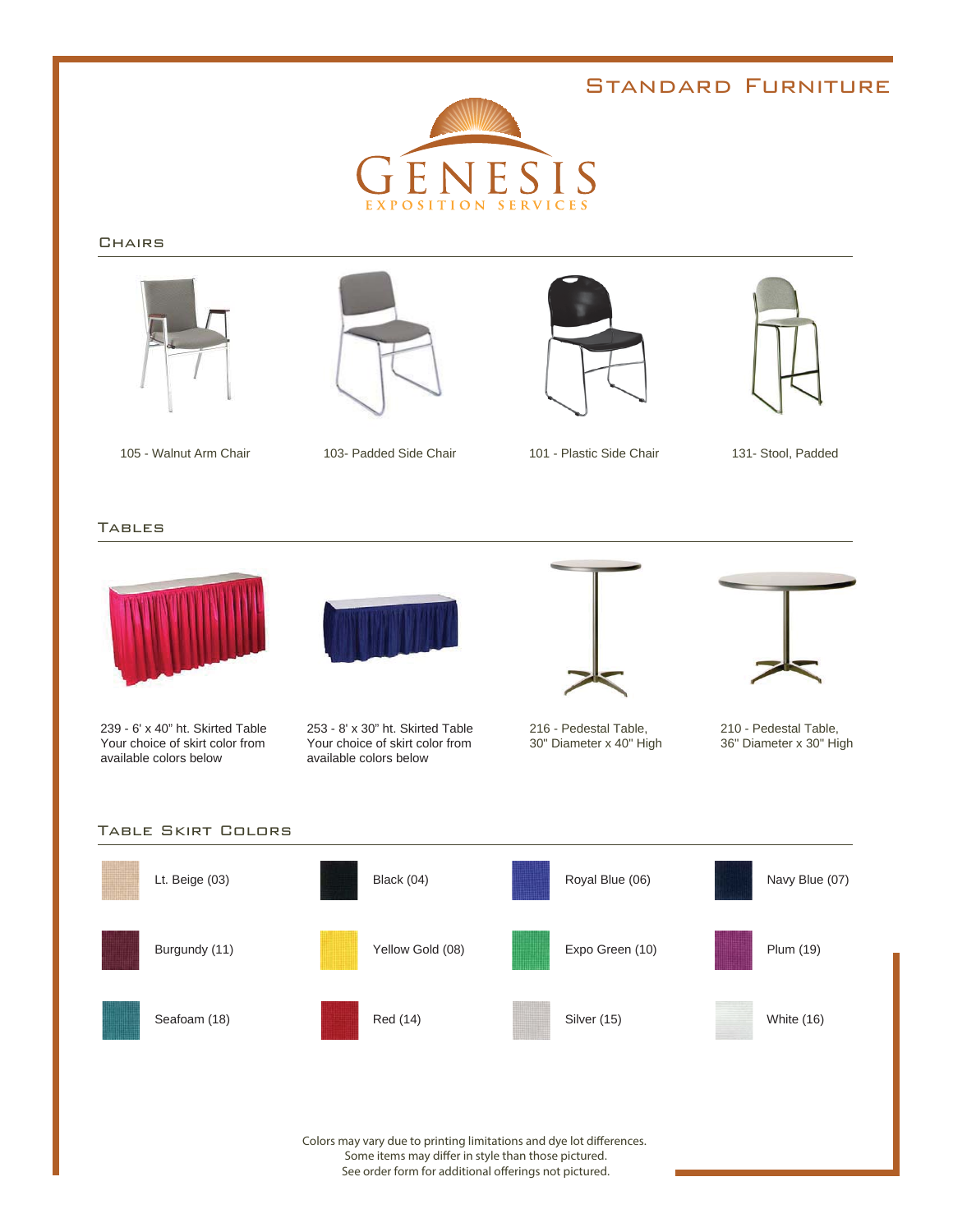# Standard Furniture

GENESIS
EXPOSITION SERVICES

## Chairs

105 - Walnut Arm Chair

103- Padded Side Chair

101 - Plastic Side Chair

131- Stool, Padded

## Tables

239 - 6' x 40" ht. Skirted Table
Your choice of skirt color from available colors below

253 - 8' x 30" ht. Skirted Table
Your choice of skirt color from available colors below

216 - Pedestal Table,
30" Diameter x 40" High

210 - Pedestal Table,
36" Diameter x 30" High

## Table Skirt Colors

| | | | |
|---|---|---|---|
| Lt. Beige (03) | Black (04) | Royal Blue (06) | Navy Blue (07) |
| Burgundy (11) | Yellow Gold (08) | Expo Green (10) | Plum (19) |
| Seafoam (18) | Red (14) | Silver (15) | White (16) |

Colors may vary due to printing limitations and dye lot differences.
Some items may differ in style than those pictured.
See order form for additional offerings not pictured.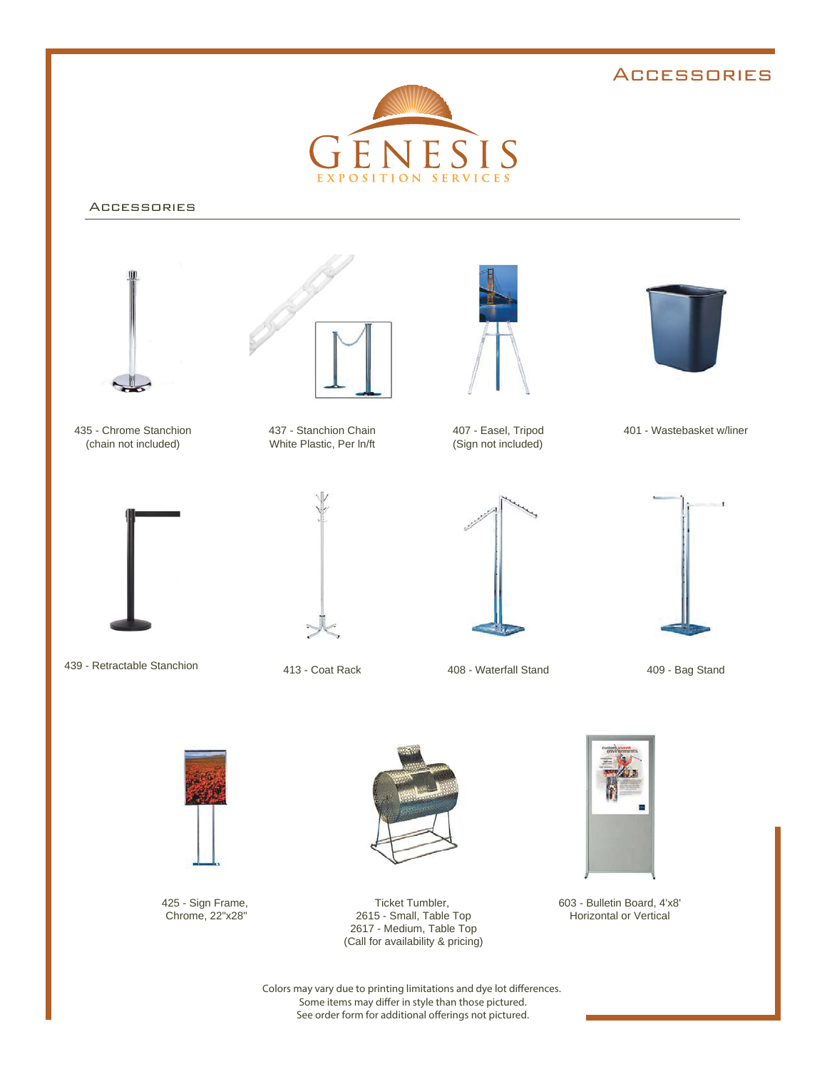# Accessories

GENESIS
EXPOSITION SERVICES

## Accessories

435 - Chrome Stanchion
(chain not included)

437 - Stanchion Chain
White Plastic, Per ln/ft

407 - Easel, Tripod
(Sign not included)

401 - Wastebasket w/liner

439 - Retractable Stanchion

413 - Coat Rack

408 - Waterfall Stand

409 - Bag Stand

425 - Sign Frame,
Chrome, 22"x28"

Ticket Tumbler,
2615 - Small, Table Top
2617 - Medium, Table Top
(Call for availability & pricing)

603 - Bulletin Board, 4'x8'
Horizontal or Vertical

Colors may vary due to printing limitations and dye lot differences.
Some items may differ in style than those pictured.
See order form for additional offerings not pictured.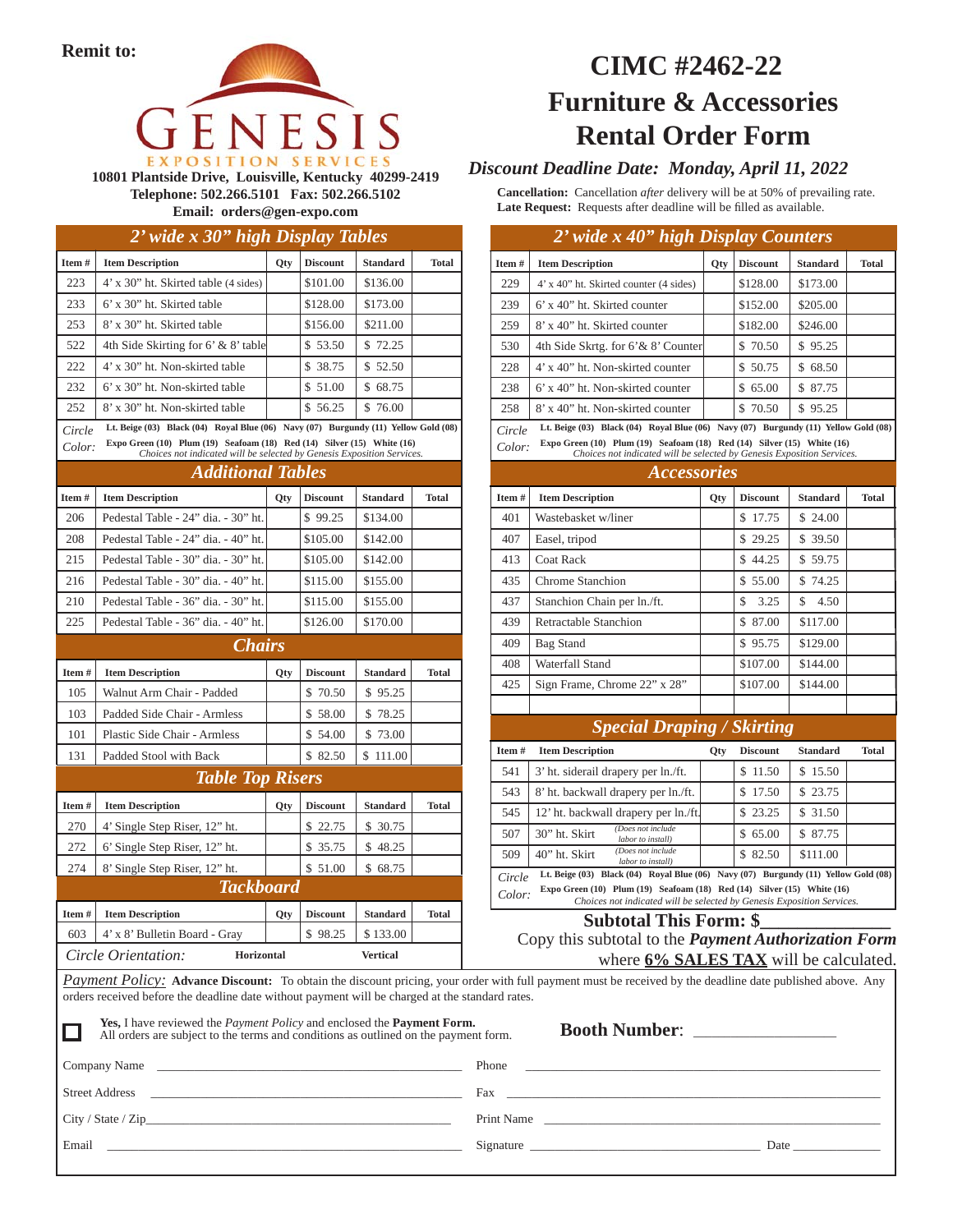**Remit to:**

GENESIS EXPOSITION SERVICES

10801 Plantside Drive, Louisville, Kentucky 40299-2419
Telephone: 502.266.5101 Fax: 502.266.5102
Email: orders@gen-expo.com

# CIMC #2462-22
# Furniture & Accessories Rental Order Form

### *Discount Deadline Date: Monday, April 11, 2022*

**Cancellation:** Cancellation *after* delivery will be at 50% of prevailing rate.
**Late Request:** Requests after deadline will be filled as available.

## *2' wide x 30" high Display Tables*

| Item # | Item Description | Qty | Discount | Standard | Total |
|---|---|---|---|---|---|
| 223 | 4' x 30" ht. Skirted table (4 sides) | | $101.00 | $136.00 | |
| 233 | 6' x 30" ht. Skirted table | | $128.00 | $173.00 | |
| 253 | 8' x 30" ht. Skirted table | | $156.00 | $211.00 | |
| 522 | 4th Side Skirting for 6' & 8' table | | $ 53.50 | $ 72.25 | |
| 222 | 4' x 30" ht. Non-skirted table | | $ 38.75 | $ 52.50 | |
| 232 | 6' x 30" ht. Non-skirted table | | $ 51.00 | $ 68.75 | |
| 252 | 8' x 30" ht. Non-skirted table | | $ 56.25 | $ 76.00 | |

*Circle Color:* **Lt. Beige (03) Black (04) Royal Blue (06) Navy (07) Burgundy (11) Yellow Gold (08) Expo Green (10) Plum (19) Seafoam (18) Red (14) Silver (15) White (16)**
*Choices not indicated will be selected by Genesis Exposition Services.*

## *Additional Tables*

| Item # | Item Description | Qty | Discount | Standard | Total |
|---|---|---|---|---|---|
| 206 | Pedestal Table - 24" dia. - 30" ht. | | $ 99.25 | $134.00 | |
| 208 | Pedestal Table - 24" dia. - 40" ht. | | $105.00 | $142.00 | |
| 215 | Pedestal Table - 30" dia. - 30" ht. | | $105.00 | $142.00 | |
| 216 | Pedestal Table - 30" dia. - 40" ht. | | $115.00 | $155.00 | |
| 210 | Pedestal Table - 36" dia. - 30" ht. | | $115.00 | $155.00 | |
| 225 | Pedestal Table - 36" dia. - 40" ht. | | $126.00 | $170.00 | |

## *Chairs*

| Item # | Item Description | Qty | Discount | Standard | Total |
|---|---|---|---|---|---|
| 105 | Walnut Arm Chair - Padded | | $ 70.50 | $ 95.25 | |
| 103 | Padded Side Chair - Armless | | $ 58.00 | $ 78.25 | |
| 101 | Plastic Side Chair - Armless | | $ 54.00 | $ 73.00 | |
| 131 | Padded Stool with Back | | $ 82.50 | $ 111.00 | |

## *Table Top Risers*

| Item # | Item Description | Qty | Discount | Standard | Total |
|---|---|---|---|---|---|
| 270 | 4' Single Step Riser, 12" ht. | | $ 22.75 | $ 30.75 | |
| 272 | 6' Single Step Riser, 12" ht. | | $ 35.75 | $ 48.25 | |
| 274 | 8' Single Step Riser, 12" ht. | | $ 51.00 | $ 68.75 | |

## *Tackboard*

| Item # | Item Description | Qty | Discount | Standard | Total |
|---|---|---|---|---|---|
| 603 | 4' x 8' Bulletin Board - Gray | | $ 98.25 | $ 133.00 | |

*Circle Orientation:* **Horizontal** **Vertical**

## *2' wide x 40" high Display Counters*

| Item # | Item Description | Qty | Discount | Standard | Total |
|---|---|---|---|---|---|
| 229 | 4' x 40" ht. Skirted counter (4 sides) | | $128.00 | $173.00 | |
| 239 | 6' x 40" ht. Skirted counter | | $152.00 | $205.00 | |
| 259 | 8' x 40" ht. Skirted counter | | $182.00 | $246.00 | |
| 530 | 4th Side Skrtg. for 6'& 8' Counter | | $ 70.50 | $ 95.25 | |
| 228 | 4' x 40" ht. Non-skirted counter | | $ 50.75 | $ 68.50 | |
| 238 | 6' x 40" ht. Non-skirted counter | | $ 65.00 | $ 87.75 | |
| 258 | 8' x 40" ht. Non-skirted counter | | $ 70.50 | $ 95.25 | |

*Circle Color:* **Lt. Beige (03) Black (04) Royal Blue (06) Navy (07) Burgundy (11) Yellow Gold (08) Expo Green (10) Plum (19) Seafoam (18) Red (14) Silver (15) White (16)**
*Choices not indicated will be selected by Genesis Exposition Services.*

## *Accessories*

| Item # | Item Description | Qty | Discount | Standard | Total |
|---|---|---|---|---|---|
| 401 | Wastebasket w/liner | | $ 17.75 | $ 24.00 | |
| 407 | Easel, tripod | | $ 29.25 | $ 39.50 | |
| 413 | Coat Rack | | $ 44.25 | $ 59.75 | |
| 435 | Chrome Stanchion | | $ 55.00 | $ 74.25 | |
| 437 | Stanchion Chain per ln./ft. | | $ 3.25 | $ 4.50 | |
| 439 | Retractable Stanchion | | $ 87.00 | $117.00 | |
| 409 | Bag Stand | | $ 95.75 | $129.00 | |
| 408 | Waterfall Stand | | $107.00 | $144.00 | |
| 425 | Sign Frame, Chrome 22" x 28" | | $107.00 | $144.00 | |
| | | | | | |

## *Special Draping / Skirting*

| Item # | Item Description | Qty | Discount | Standard | Total |
|---|---|---|---|---|---|
| 541 | 3' ht. siderail drapery per ln./ft. | | $ 11.50 | $ 15.50 | |
| 543 | 8' ht. backwall drapery per ln./ft. | | $ 17.50 | $ 23.75 | |
| 545 | 12' ht. backwall drapery per ln./ft. | | $ 23.25 | $ 31.50 | |
| 507 | 30" ht. Skirt *(Does not include labor to install)* | | $ 65.00 | $ 87.75 | |
| 509 | 40" ht. Skirt *(Does not include labor to install)* | | $ 82.50 | $111.00 | |

*Circle Color:* **Lt. Beige (03) Black (04) Royal Blue (06) Navy (07) Burgundy (11) Yellow Gold (08) Expo Green (10) Plum (19) Seafoam (18) Red (14) Silver (15) White (16)**
*Choices not indicated will be selected by Genesis Exposition Services.*

**Subtotal This Form: $\_\_\_\_\_\_\_\_\_\_\_\_\_**

Copy this subtotal to the ***Payment Authorization Form*** where **6% SALES TAX** will be calculated.

*Payment Policy:* **Advance Discount:** To obtain the discount pricing, your order with full payment must be received by the deadline date published above. Any orders received before the deadline date without payment will be charged at the standard rates.

☐ **Yes,** I have reviewed the *Payment Policy* and enclosed the **Payment Form.** All orders are subject to the terms and conditions as outlined on the payment form.

**Booth Number**: \_\_\_\_\_\_\_\_\_\_\_\_\_\_\_\_\_

Company Name \_\_\_\_\_\_\_\_\_\_\_\_\_\_\_\_\_\_\_\_\_\_\_\_\_\_\_\_\_\_ Phone \_\_\_\_\_\_\_\_\_\_\_\_\_\_\_\_\_\_\_\_\_\_\_\_\_\_\_\_\_\_

Street Address \_\_\_\_\_\_\_\_\_\_\_\_\_\_\_\_\_\_\_\_\_\_\_\_\_\_\_\_\_\_ Fax \_\_\_\_\_\_\_\_\_\_\_\_\_\_\_\_\_\_\_\_\_\_\_\_\_\_\_\_\_\_

City / State / Zip\_\_\_\_\_\_\_\_\_\_\_\_\_\_\_\_\_\_\_\_\_\_\_\_\_\_\_\_\_\_ Print Name \_\_\_\_\_\_\_\_\_\_\_\_\_\_\_\_\_\_\_\_\_\_\_\_\_\_\_\_\_\_

Email \_\_\_\_\_\_\_\_\_\_\_\_\_\_\_\_\_\_\_\_\_\_\_\_\_\_\_\_\_\_ Signature \_\_\_\_\_\_\_\_\_\_\_\_\_\_\_\_\_\_\_\_\_\_\_\_ Date \_\_\_\_\_\_\_\_\_\_\_\_\_\_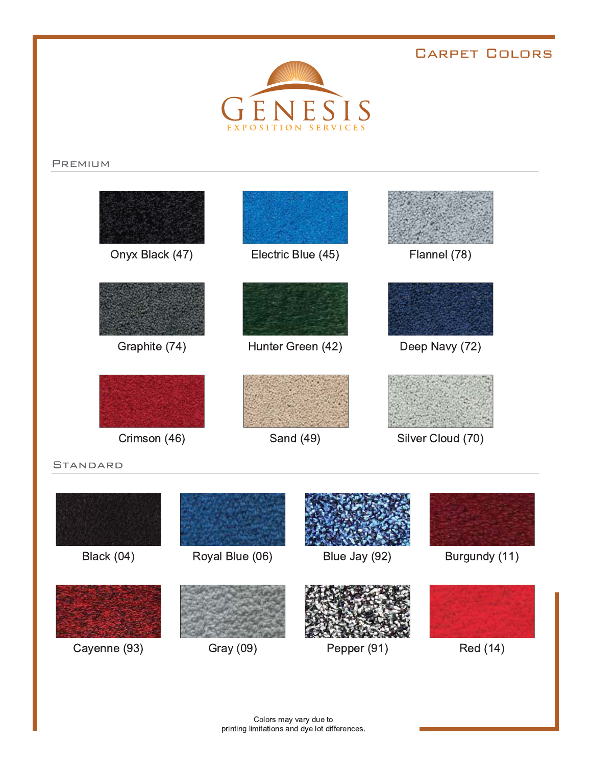# Carpet Colors

GENESIS
EXPOSITION SERVICES

## Premium

- Onyx Black (47)
- Electric Blue (45)
- Flannel (78)
- Graphite (74)
- Hunter Green (42)
- Deep Navy (72)
- Crimson (46)
- Sand (49)
- Silver Cloud (70)

## Standard

- Black (04)
- Royal Blue (06)
- Blue Jay (92)
- Burgundy (11)
- Cayenne (93)
- Gray (09)
- Pepper (91)
- Red (14)

Colors may vary due to
printing limitations and dye lot differences.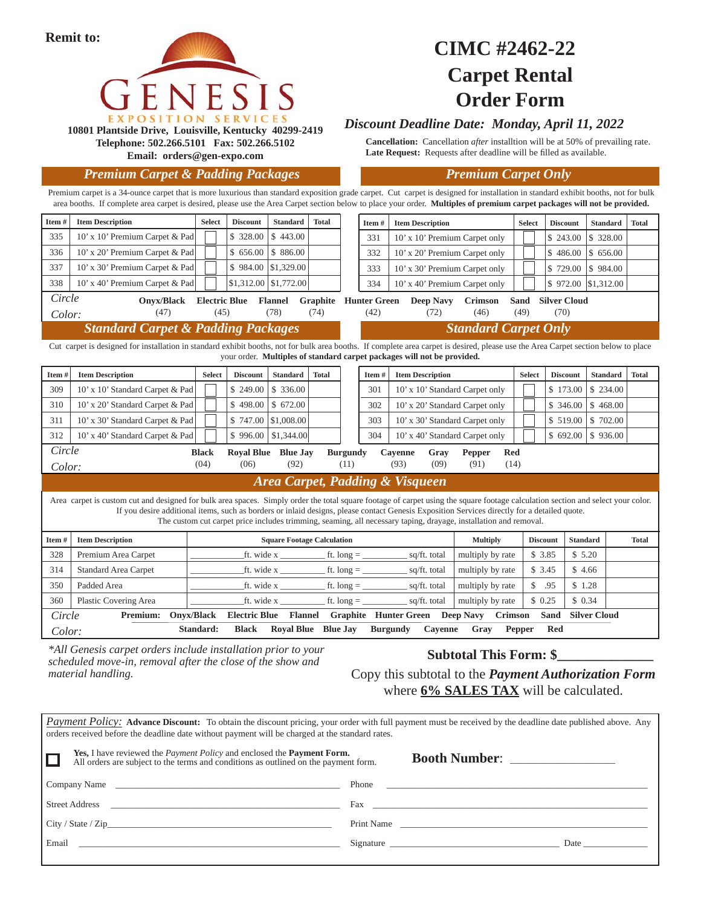**Remit to:**

GENESIS EXPOSITION SERVICES

**10801 Plantside Drive, Louisville, Kentucky 40299-2419**
**Telephone: 502.266.5101 Fax: 502.266.5102**
**Email: orders@gen-expo.com**

# CIMC #2462-22
# Carpet Rental Order Form

*Discount Deadline Date: Monday, April 11, 2022*

**Cancellation:** Cancellation *after* installtion will be at 50% of prevailing rate.
**Late Request:** Requests after deadline will be filled as available.

## Premium Carpet & Padding Packages / Premium Carpet Only

Premium carpet is a 34-ounce carpet that is more luxurious than standard exposition grade carpet. Cut carpet is designed for installation in standard exhibit booths, not for bulk area booths. If complete area carpet is desired, please use the Area Carpet section below to place your order. **Multiples of premium carpet packages will not be provided.**

| Item # | Item Description | Select | Discount | Standard | Total |
|---|---|---|---|---|---|
| 335 | 10' x 10' Premium Carpet & Pad | | $ 328.00 | $ 443.00 | |
| 336 | 10' x 20' Premium Carpet & Pad | | $ 656.00 | $ 886.00 | |
| 337 | 10' x 30' Premium Carpet & Pad | | $ 984.00 | $1,329.00 | |
| 338 | 10' x 40' Premium Carpet & Pad | | $1,312.00 | $1,772.00 | |

| Item # | Item Description | Select | Discount | Standard | Total |
|---|---|---|---|---|---|
| 331 | 10' x 10' Premium Carpet only | | $ 243.00 | $ 328.00 | |
| 332 | 10' x 20' Premium Carpet only | | $ 486.00 | $ 656.00 | |
| 333 | 10' x 30' Premium Carpet only | | $ 729.00 | $ 984.00 | |
| 334 | 10' x 40' Premium Carpet only | | $ 972.00 | $1,312.00 | |

*Circle Color:* **Onyx/Black** (47) **Electric Blue** (45) **Flannel** (78) **Graphite** (74) **Hunter Green** (42) **Deep Navy** (72) **Crimson** (46) **Sand** (49) **Silver Cloud** (70)

## Standard Carpet & Padding Packages / Standard Carpet Only

Cut carpet is designed for installation in standard exhibit booths, not for bulk area booths. If complete area carpet is desired, please use the Area Carpet section below to place your order. **Multiples of standard carpet packages will not be provided.**

| Item # | Item Description | Select | Discount | Standard | Total |
|---|---|---|---|---|---|
| 309 | 10' x 10' Standard Carpet & Pad | | $ 249.00 | $ 336.00 | |
| 310 | 10' x 20' Standard Carpet & Pad | | $ 498.00 | $ 672.00 | |
| 311 | 10' x 30' Standard Carpet & Pad | | $ 747.00 | $1,008.00 | |
| 312 | 10' x 40' Standard Carpet & Pad | | $ 996.00 | $1,344.00 | |

| Item # | Item Description | Select | Discount | Standard | Total |
|---|---|---|---|---|---|
| 301 | 10' x 10' Standard Carpet only | | $ 173.00 | $ 234.00 | |
| 302 | 10' x 20' Standard Carpet only | | $ 346.00 | $ 468.00 | |
| 303 | 10' x 30' Standard Carpet only | | $ 519.00 | $ 702.00 | |
| 304 | 10' x 40' Standard Carpet only | | $ 692.00 | $ 936.00 | |

*Circle Color:* **Black** (04) **Royal Blue** (06) **Blue Jay** (92) **Burgundy** (11) **Cayenne** (93) **Gray** (09) **Pepper** (91) **Red** (14)

## Area Carpet, Padding & Visqueen

Area carpet is custom cut and designed for bulk area spaces. Simply order the total square footage of carpet using the square footage calculation section and select your color. If you desire additional items, such as borders or inlaid designs, please contact Genesis Exposition Services directly for a detailed quote. The custom cut carpet price includes trimming, seaming, all necessary taping, drayage, installation and removal.

| Item # | Item Description | Square Footage Calculation | Multiply | Discount | Standard | Total |
|---|---|---|---|---|---|---|
| 328 | Premium Area Carpet | ________ft. wide x ________ ft. long = ________ sq/ft. total | multiply by rate | $ 3.85 | $ 5.20 | |
| 314 | Standard Area Carpet | ________ft. wide x ________ ft. long = ________ sq/ft. total | multiply by rate | $ 3.45 | $ 4.66 | |
| 350 | Padded Area | ________ft. wide x ________ ft. long = ________ sq/ft. total | multiply by rate | $ .95 | $ 1.28 | |
| 360 | Plastic Covering Area | ________ft. wide x ________ ft. long = ________ sq/ft. total | multiply by rate | $ 0.25 | $ 0.34 | |

*Circle Color:*
**Premium:** Onyx/Black, Electric Blue, Flannel, Graphite, Hunter Green, Deep Navy, Crimson, Sand, Silver Cloud
**Standard:** Black, Royal Blue, Blue Jay, Burgundy, Cayenne, Gray, Pepper, Red

*\*All Genesis carpet orders include installation prior to your scheduled move-in, removal after the close of the show and material handling.*

**Subtotal This Form: $____________**

Copy this subtotal to the ***Payment Authorization Form*** where **6% SALES TAX** will be calculated.

*Payment Policy:* **Advance Discount:** To obtain the discount pricing, your order with full payment must be received by the deadline date published above. Any orders received before the deadline date without payment will be charged at the standard rates.

☐ **Yes,** I have reviewed the *Payment Policy* and enclosed the **Payment Form.** All orders are subject to the terms and conditions as outlined on the payment form.

**Booth Number:** ______________

Company Name ______________________ Phone ______________________

Street Address ______________________ Fax ______________________

City / State / Zip ______________________ Print Name ______________________

Email ______________________ Signature ______________________ Date __________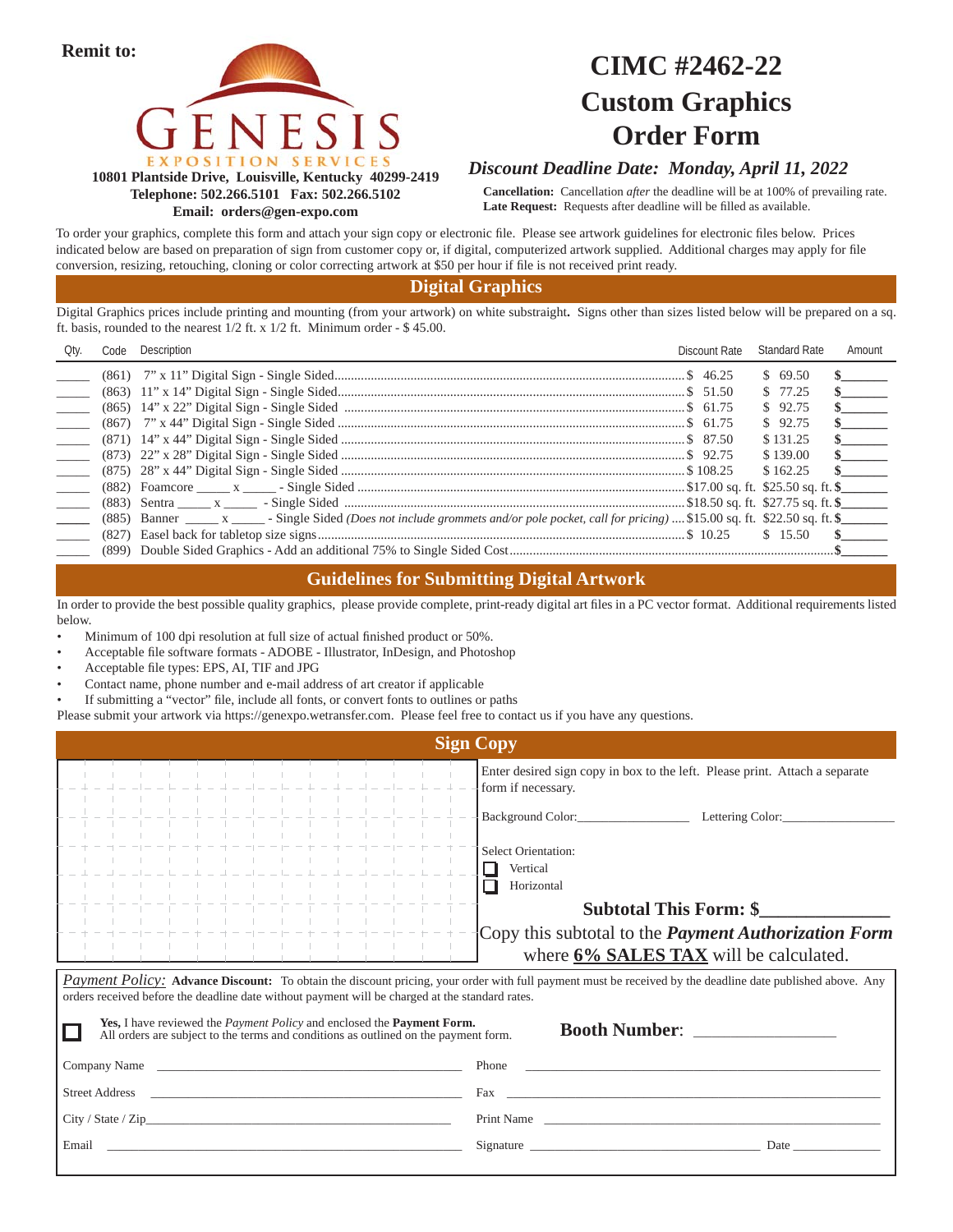**Remit to:**

GENESIS
EXPOSITION SERVICES

**10801 Plantside Drive, Louisville, Kentucky 40299-2419**
**Telephone: 502.266.5101 Fax: 502.266.5102**
**Email: orders@gen-expo.com**

# CIMC #2462-22
# Custom Graphics Order Form

***Discount Deadline Date: Monday, April 11, 2022***

**Cancellation:** Cancellation *after* the deadline will be at 100% of prevailing rate.
**Late Request:** Requests after deadline will be filled as available.

To order your graphics, complete this form and attach your sign copy or electronic file. Please see artwork guidelines for electronic files below. Prices indicated below are based on preparation of sign from customer copy or, if digital, computerized artwork supplied. Additional charges may apply for file conversion, resizing, retouching, cloning or color correcting artwork at $50 per hour if file is not received print ready.

## Digital Graphics

Digital Graphics prices include printing and mounting (from your artwork) on white substraight**.** Signs other than sizes listed below will be prepared on a sq. ft. basis, rounded to the nearest 1/2 ft. x 1/2 ft. Minimum order - $ 45.00.

| Qty. | Code | Description | Discount Rate | Standard Rate | Amount |
|---|---|---|---|---|---|
| _____ | (861) | 7" x 11" Digital Sign - Single Sided | $ 46.25 | $ 69.50 | $_______ |
| _____ | (863) | 11" x 14" Digital Sign - Single Sided | $ 51.50 | $ 77.25 | $_______ |
| _____ | (865) | 14" x 22" Digital Sign - Single Sided | $ 61.75 | $ 92.75 | $_______ |
| _____ | (867) | 7" x 44" Digital Sign - Single Sided | $ 61.75 | $ 92.75 | $_______ |
| _____ | (871) | 14" x 44" Digital Sign - Single Sided | $ 87.50 | $ 131.25 | $_______ |
| _____ | (873) | 22" x 28" Digital Sign - Single Sided | $ 92.75 | $ 139.00 | $_______ |
| _____ | (875) | 28" x 44" Digital Sign - Single Sided | $ 108.25 | $ 162.25 | $_______ |
| _____ | (882) | Foamcore _____ x _____ - Single Sided | $17.00 sq. ft. | $25.50 sq. ft. | $_______ |
| _____ | (883) | Sentra _____ x _____ - Single Sided | $18.50 sq. ft. | $27.75 sq. ft. | $_______ |
| _____ | (885) | Banner _____ x _____ - Single Sided *(Does not include grommets and/or pole pocket, call for pricing)* | $15.00 sq. ft. | $22.50 sq. ft. | $_______ |
| _____ | (827) | Easel back for tabletop size signs | $ 10.25 | $ 15.50 | $_______ |
| _____ | (899) | Double Sided Graphics - Add an additional 75% to Single Sided Cost | | | $_______ |

## Guidelines for Submitting Digital Artwork

In order to provide the best possible quality graphics, please provide complete, print-ready digital art files in a PC vector format. Additional requirements listed below.

- Minimum of 100 dpi resolution at full size of actual finished product or 50%.
- Acceptable file software formats - ADOBE - Illustrator, InDesign, and Photoshop
- Acceptable file types: EPS, AI, TIF and JPG
- Contact name, phone number and e-mail address of art creator if applicable
- If submitting a "vector" file, include all fonts, or convert fonts to outlines or paths

Please submit your artwork via https://genexpo.wetransfer.com. Please feel free to contact us if you have any questions.

## Sign Copy

Enter desired sign copy in box to the left. Please print. Attach a separate form if necessary.

Background Color:_________________ Lettering Color:_________________

Select Orientation:
☐ Vertical
☐ Horizontal

**Subtotal This Form: $_____________**

Copy this subtotal to the ***Payment Authorization Form*** where **6% SALES TAX** will be calculated.

*Payment Policy:* **Advance Discount:** To obtain the discount pricing, your order with full payment must be received by the deadline date published above. Any orders received before the deadline date without payment will be charged at the standard rates.

☐ **Yes,** I have reviewed the *Payment Policy* and enclosed the **Payment Form.** All orders are subject to the terms and conditions as outlined on the payment form.

**Booth Number:** _________________

Company Name ______________________________ Phone ______________________________

Street Address ______________________________ Fax ______________________________

City / State / Zip ______________________________ Print Name ______________________________

Email ______________________________ Signature ______________________________ Date ____________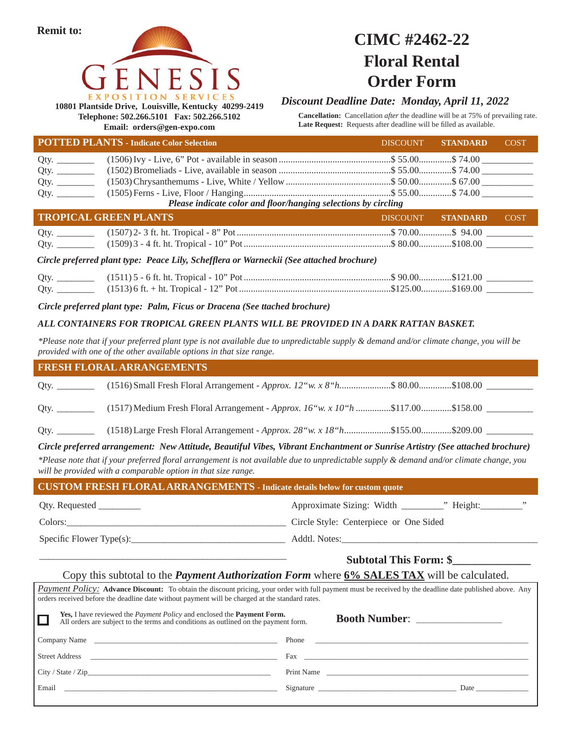**Remit to:**

GENESIS EXPOSITION SERVICES

**10801 Plantside Drive, Louisville, Kentucky 40299-2419**
**Telephone: 502.266.5101 Fax: 502.266.5102**
**Email: orders@gen-expo.com**

# CIMC #2462-22
# Floral Rental Order Form

***Discount Deadline Date: Monday, April 11, 2022***

**Cancellation:** Cancellation *after* the deadline will be at 75% of prevailing rate.
**Late Request:** Requests after deadline will be filled as available.

## POTTED PLANTS - Indicate Color Selection

| Qty. | Item | DISCOUNT | **STANDARD** | COST |
|---|---|---|---|---|
| Qty. ________ | (1506) Ivy - Live, 6" Pot - available in season | $ 55.00 | $ 74.00 | ___________ |
| Qty. ________ | (1502) Bromeliads - Live, available in season | $ 55.00 | $ 74.00 | ___________ |
| Qty. ________ | (1503) Chrysanthemums - Live, White / Yellow | $ 50.00 | $ 67.00 | ___________ |
| Qty. ________ | (1505) Ferns - Live, Floor / Hanging | $ 55.00 | $ 74.00 | ___________ |

***Please indicate color and floor/hanging selections by circling***

## TROPICAL GREEN PLANTS

| Qty. | Item | DISCOUNT | **STANDARD** | COST |
|---|---|---|---|---|
| Qty. ________ | (1507) 2- 3 ft. ht. Tropical - 8" Pot | $ 70.00 | $ 94.00 | __________ |
| Qty. ________ | (1509) 3 - 4 ft. ht. Tropical - 10" Pot | $ 80.00 | $108.00 | __________ |

***Circle preferred plant type: Peace Lily, Schefflera or Warneckii (See attached brochure)***

| Qty. | Item | DISCOUNT | **STANDARD** | COST |
|---|---|---|---|---|
| Qty. ________ | (1511) 5 - 6 ft. ht. Tropical - 10" Pot | $ 90.00 | $121.00 | __________ |
| Qty. ________ | (1513) 6 ft. + ht. Tropical - 12" Pot | $125.00 | $169.00 | __________ |

***Circle preferred plant type: Palm, Ficus or Dracena (See ttached brochure)***

***ALL CONTAINERS FOR TROPICAL GREEN PLANTS WILL BE PROVIDED IN A DARK RATTAN BASKET.***

*\*Please note that if your preferred plant type is not available due to unpredictable supply & demand and/or climate change, you will be provided with one of the other available options in that size range.*

## FRESH FLORAL ARRANGEMENTS

| Qty. | Item | DISCOUNT | STANDARD | COST |
|---|---|---|---|---|
| Qty. ________ | (1516) Small Fresh Floral Arrangement - *Approx. 12"w. x 8"h.* | $ 80.00 | $108.00 | __________ |
| Qty. ________ | (1517) Medium Fresh Floral Arrangement - *Approx. 16"w. x 10"h* | $117.00 | $158.00 | __________ |
| Qty. ________ | (1518) Large Fresh Floral Arrangement - *Approx. 28"w. x 18"h.* | $155.00 | $209.00 | __________ |

***Circle preferred arrangement: New Attitude, Beautiful Vibes, Vibrant Enchantment or Sunrise Artistry (See attached brochure)***

*\*Please note that if your preferred floral arrangement is not available due to unpredictable supply & demand and/or climate change, you will be provided with a comparable option in that size range.*

## CUSTOM FRESH FLORAL ARRANGEMENTS - Indicate details below for custom quote

Qty. Requested _________
Approximate Sizing: Width _________" Height:_________"

Colors:_________________________________________________
Circle Style: Centerpiece or One Sided

Specific Flower Type(s):________________________________
Addtl. Notes:___________________________________________

_______________________________________________________

**Subtotal This Form: $______________**

Copy this subtotal to the ***Payment Authorization Form*** where **6% SALES TAX** will be calculated.

*Payment Policy:* **Advance Discount:** To obtain the discount pricing, your order with full payment must be received by the deadline date published above. Any orders received before the deadline date without payment will be charged at the standard rates.

☐ **Yes,** I have reviewed the *Payment Policy* and enclosed the **Payment Form.**
All orders are subject to the terms and conditions as outlined on the payment form.

**Booth Number**: _________________

Company Name ______________________________ Phone ______________________________

Street Address ______________________________ Fax ______________________________

City / State / Zip ______________________________ Print Name ______________________________

Email ______________________________ Signature ______________________________ Date ______________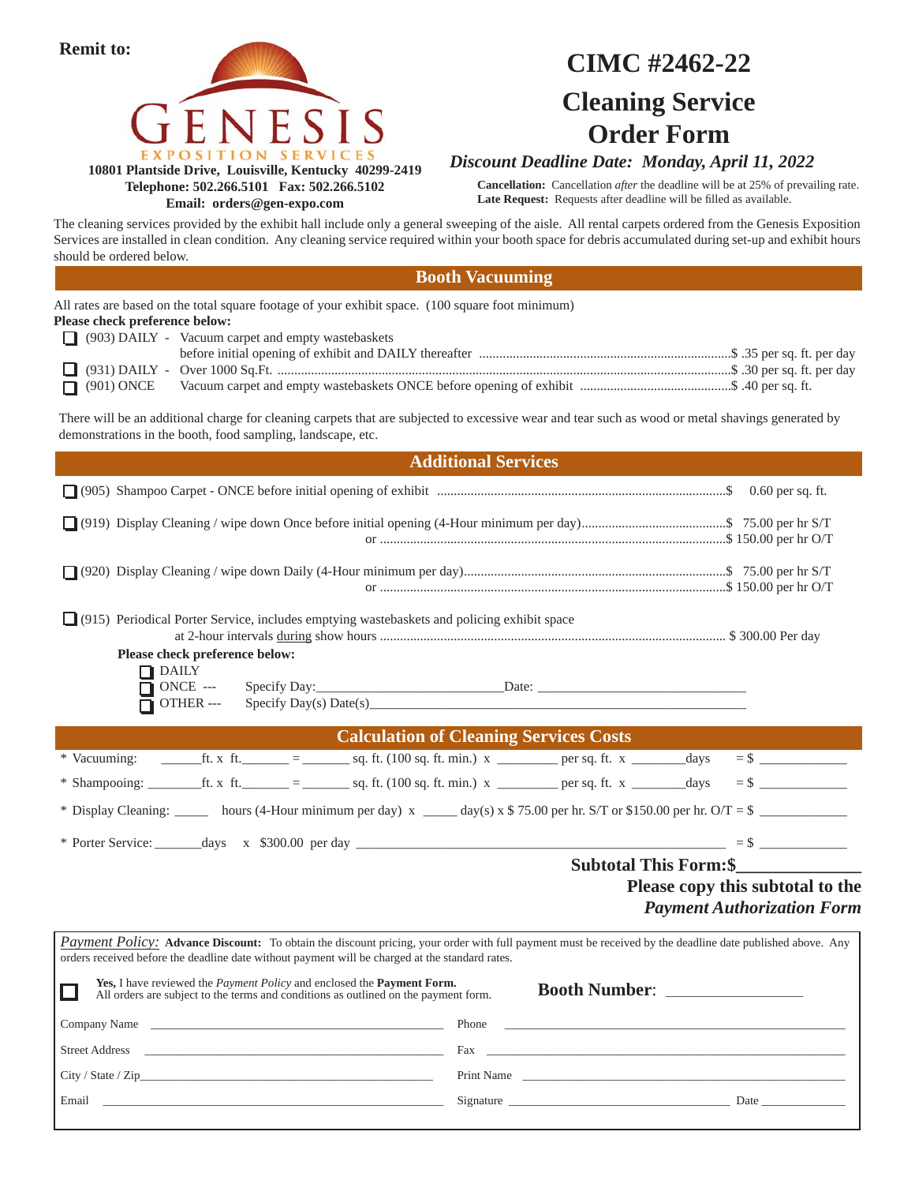**Remit to:**

GENESIS
EXPOSITION SERVICES

**10801 Plantside Drive, Louisville, Kentucky 40299-2419**
**Telephone: 502.266.5101 Fax: 502.266.5102**
**Email: orders@gen-expo.com**

# CIMC #2462-22

# Cleaning Service Order Form

***Discount Deadline Date: Monday, April 11, 2022***

**Cancellation:** Cancellation *after* the deadline will be at 25% of prevailing rate.
**Late Request:** Requests after deadline will be filled as available.

The cleaning services provided by the exhibit hall include only a general sweeping of the aisle. All rental carpets ordered from the Genesis Exposition Services are installed in clean condition. Any cleaning service required within your booth space for debris accumulated during set-up and exhibit hours should be ordered below.

## Booth Vacuuming

All rates are based on the total square footage of your exhibit space. (100 square foot minimum)
**Please check preference below:**

- ☐ (903) DAILY - Vacuum carpet and empty wastebaskets before initial opening of exhibit and DAILY thereafter ........................ $ .35 per sq. ft. per day
- ☐ (931) DAILY - Over 1000 Sq.Ft. ........................ $ .30 per sq. ft. per day
- ☐ (901) ONCE Vacuum carpet and empty wastebaskets ONCE before opening of exhibit ........................ $ .40 per sq. ft.

There will be an additional charge for cleaning carpets that are subjected to excessive wear and tear such as wood or metal shavings generated by demonstrations in the booth, food sampling, landscape, etc.

## Additional Services

- ☐ (905) Shampoo Carpet - ONCE before initial opening of exhibit ........................ $ 0.60 per sq. ft.
- ☐ (919) Display Cleaning / wipe down Once before initial opening (4-Hour minimum per day) ........................ $ 75.00 per hr S/T or ........................ $ 150.00 per hr O/T
- ☐ (920) Display Cleaning / wipe down Daily (4-Hour minimum per day) ........................ $ 75.00 per hr S/T or ........................ $ 150.00 per hr O/T
- ☐ (915) Periodical Porter Service, includes emptying wastebaskets and policing exhibit space at 2-hour intervals during show hours ........................ $ 300.00 Per day

**Please check preference below:**

- ☐ DAILY
- ☐ ONCE --- Specify Day:_____________________ Date: _____________________
- ☐ OTHER --- Specify Day(s) Date(s)_____________________

## Calculation of Cleaning Services Costs

\* Vacuuming: ______ft. x ft._______ = _______ sq. ft. (100 sq. ft. min.) x _________ per sq. ft. x ________days = $ _____________

\* Shampooing: ________ft. x ft._______ = _______ sq. ft. (100 sq. ft. min.) x _________ per sq. ft. x ________days = $ _____________

\* Display Cleaning: _____ hours (4-Hour minimum per day) x _____ day(s) x $ 75.00 per hr. S/T or $150.00 per hr. O/T = $ _____________

\* Porter Service: _______days x $300.00 per day _____________________ = $ _____________

**Subtotal This Form:$_____________**

**Please copy this subtotal to the *Payment Authorization Form***

*Payment Policy:* **Advance Discount:** To obtain the discount pricing, your order with full payment must be received by the deadline date published above. Any orders received before the deadline date without payment will be charged at the standard rates.

☐ **Yes,** I have reviewed the *Payment Policy* and enclosed the **Payment Form.** All orders are subject to the terms and conditions as outlined on the payment form.

**Booth Number:** _________________

Company Name _____________________ Phone _____________________

Street Address _____________________ Fax _____________________

City / State / Zip_____________________ Print Name _____________________

Email _____________________ Signature _____________________ Date _____________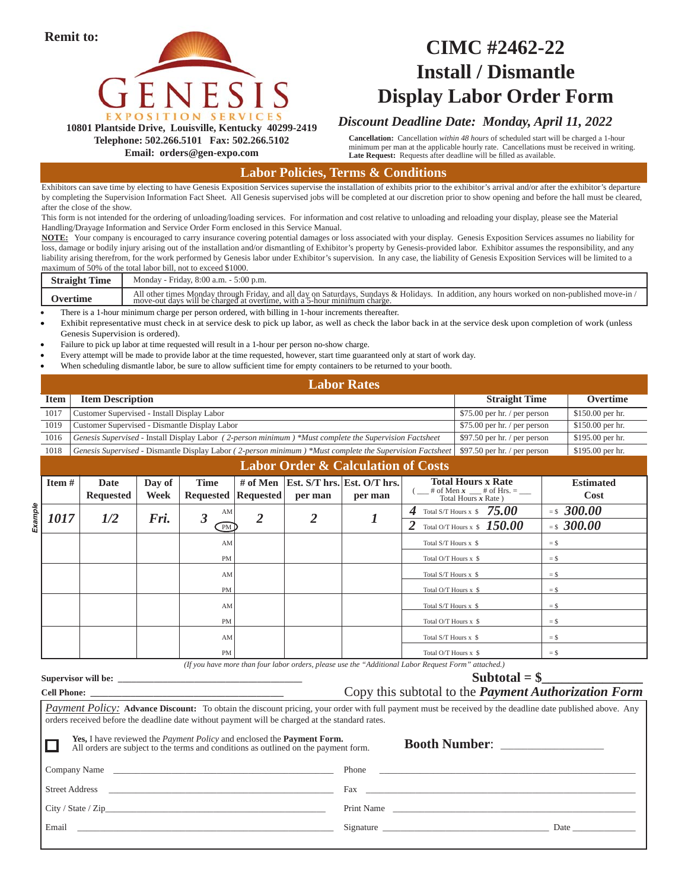**Remit to:**

GENESIS EXPOSITION SERVICES

**10801 Plantside Drive, Louisville, Kentucky 40299-2419**
**Telephone: 502.266.5101 Fax: 502.266.5102**
**Email: orders@gen-expo.com**

# CIMC #2462-22
# Install / Dismantle Display Labor Order Form

### *Discount Deadline Date: Monday, April 11, 2022*

**Cancellation:** Cancellation *within 48 hours* of scheduled start will be charged a 1-hour minimum per man at the applicable hourly rate. Cancellations must be received in writing.
**Late Request:** Requests after deadline will be filled as available.

## Labor Policies, Terms & Conditions

Exhibitors can save time by electing to have Genesis Exposition Services supervise the installation of exhibits prior to the exhibitor's arrival and/or after the exhibitor's departure by completing the Supervision Information Fact Sheet. All Genesis supervised jobs will be completed at our discretion prior to show opening and before the hall must be cleared, after the close of the show.

This form is not intended for the ordering of unloading/loading services. For information and cost relative to unloading and reloading your display, please see the Material Handling/Drayage Information and Service Order Form enclosed in this Service Manual.

**NOTE:** Your company is encouraged to carry insurance covering potential damages or loss associated with your display. Genesis Exposition Services assumes no liability for loss, damage or bodily injury arising out of the installation and/or dismantling of Exhibitor's property by Genesis-provided labor. Exhibitor assumes the responsibility, and any liability arising therefrom, for the work performed by Genesis labor under Exhibitor's supervision. In any case, the liability of Genesis Exposition Services will be limited to a maximum of 50% of the total labor bill, not to exceed $1000.

| | |
|---|---|
| **Straight Time** | Monday - Friday, 8:00 a.m. - 5:00 p.m. |
| **Overtime** | All other times Monday through Friday, and all day on Saturdays, Sundays & Holidays. In addition, any hours worked on non-published move-in / move-out days will be charged at overtime, with a 5-hour minimum charge. |

- There is a 1-hour minimum charge per person ordered, with billing in 1-hour increments thereafter.
- Exhibit representative must check in at service desk to pick up labor, as well as check the labor back in at the service desk upon completion of work (unless Genesis Supervision is ordered).
- Failure to pick up labor at time requested will result in a 1-hour per person no-show charge.
- Every attempt will be made to provide labor at the time requested, however, start time guaranteed only at start of work day.
- When scheduling dismantle labor, be sure to allow sufficient time for empty containers to be returned to your booth.

## Labor Rates

| Item | Item Description | Straight Time | Overtime |
|---|---|---|---|
| 1017 | Customer Supervised - Install Display Labor | $75.00 per hr. / per person | $150.00 per hr. |
| 1019 | Customer Supervised - Dismantle Display Labor | $75.00 per hr. / per person | $150.00 per hr. |
| 1016 | *Genesis Supervised* - Install Display Labor *( 2-person minimum ) \*Must complete the Supervision Factsheet* | $97.50 per hr. / per person | $195.00 per hr. |
| 1018 | *Genesis Supervised* - Dismantle Display Labor *( 2-person minimum ) \*Must complete the Supervision Factsheet* | $97.50 per hr. / per person | $195.00 per hr. |

## Labor Order & Calculation of Costs

| Item # | Date Requested | Day of Week | Time Requested | # of Men Requested | Est. S/T hrs. per man | Est. O/T hrs. per man | Total Hours x Rate ( ___ # of Men x ___ # of Hrs. = ___ Total Hours x Rate ) | Estimated Cost |
|---|---|---|---|---|---|---|---|---|
| *Example* 1017 | 1/2 | Fri. | 3 AM / (PM) | 2 | 2 | 1 | 4 Total S/T Hours x $ 75.00 | = $ 300.00 |
| | | | | | | | 2 Total O/T Hours x $ 150.00 | = $ 300.00 |
| | | | AM | | | | Total S/T Hours x $ | = $ |
| | | | PM | | | | Total O/T Hours x $ | = $ |
| | | | AM | | | | Total S/T Hours x $ | = $ |
| | | | PM | | | | Total O/T Hours x $ | = $ |
| | | | AM | | | | Total S/T Hours x $ | = $ |
| | | | PM | | | | Total O/T Hours x $ | = $ |
| | | | AM | | | | Total S/T Hours x $ | = $ |
| | | | PM | | | | Total O/T Hours x $ | = $ |

*(If you have more than four labor orders, please use the "Additional Labor Request Form" attached.)*

**Supervisor will be:** ______________________________

**Cell Phone:** ______________________________

**Subtotal = $**______________

Copy this subtotal to the ***Payment Authorization Form***

*Payment Policy:* **Advance Discount:** To obtain the discount pricing, your order with full payment must be received by the deadline date published above. Any orders received before the deadline date without payment will be charged at the standard rates.

☐ **Yes,** I have reviewed the *Payment Policy* and enclosed the **Payment Form.** All orders are subject to the terms and conditions as outlined on the payment form.

**Booth Number:** ______________

Company Name ______________________________ Phone ______________________________

Street Address ______________________________ Fax ______________________________

City / State / Zip ______________________________ Print Name ______________________________

Email ______________________________ Signature ______________________________ Date ______________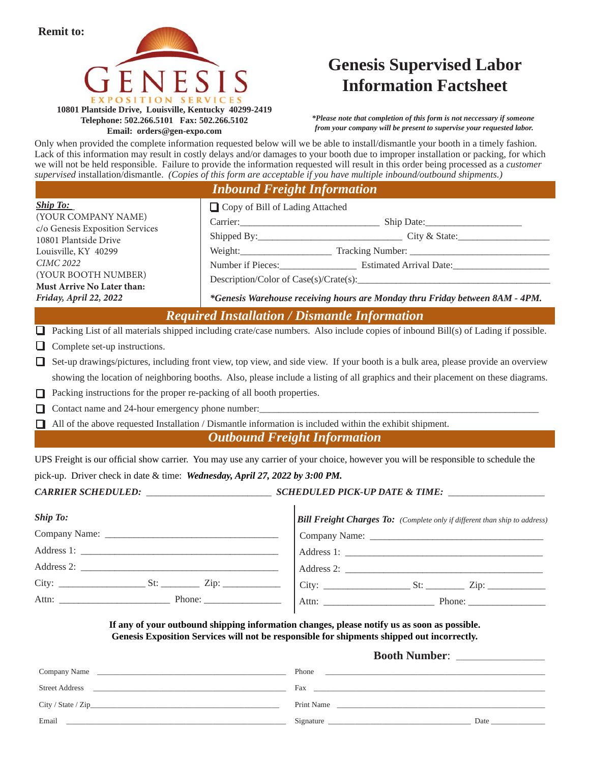**Remit to:**

GENESIS
EXPOSITION SERVICES

**10801 Plantside Drive, Louisville, Kentucky 40299-2419**
**Telephone: 502.266.5101 Fax: 502.266.5102**
**Email: orders@gen-expo.com**

# Genesis Supervised Labor Information Factsheet

***\*Please note that completion of this form is not neccessary if someone from your company will be present to supervise your requested labor.***

Only when provided the complete information requested below will we be able to install/dismantle your booth in a timely fashion. Lack of this information may result in costly delays and/or damages to your booth due to improper installation or packing, for which we will not be held responsible. Failure to provide the information requested will result in this order being processed as a *customer supervised* installation/dismantle. *(Copies of this form are acceptable if you have multiple inbound/outbound shipments.)*

## *Inbound Freight Information*

***Ship To:***
(YOUR COMPANY NAME)
c/o Genesis Exposition Services
10801 Plantside Drive
Louisville, KY 40299
*CIMC 2022*
(YOUR BOOTH NUMBER)
**Must Arrive No Later than:**
***Friday, April 22, 2022***

☐ Copy of Bill of Lading Attached

Carrier:____________________________ Ship Date:____________________

Shipped By:____________________________ City & State:____________________

Weight:__________________ Tracking Number: ____________________________

Number if Pieces:_______________ Estimated Arrival Date:____________________

Description/Color of Case(s)/Crate(s):________________________________________

***\*Genesis Warehouse receiving hours are Monday thru Friday between 8AM - 4PM.***

## *Required Installation / Dismantle Information*

- ☐ Packing List of all materials shipped including crate/case numbers. Also include copies of inbound Bill(s) of Lading if possible.
- ☐ Complete set-up instructions.
- ☐ Set-up drawings/pictures, including front view, top view, and side view. If your booth is a bulk area, please provide an overview showing the location of neighboring booths. Also, please include a listing of all graphics and their placement on these diagrams.
- ☐ Packing instructions for the proper re-packing of all booth properties.
- ☐ Contact name and 24-hour emergency phone number:____________________________________________
- ☐ All of the above requested Installation / Dismantle information is included within the exhibit shipment.

## *Outbound Freight Information*

UPS Freight is our official show carrier. You may use any carrier of your choice, however you will be responsible to schedule the pick-up. Driver check in date & time: ***Wednesday, April 27, 2022 by 3:00 PM.***

***CARRIER SCHEDULED:*** ________________________ ***SCHEDULED PICK-UP DATE & TIME:*** __________________

***Ship To:***

Company Name: ___________________________________

Address 1: ______________________________________

Address 2: ______________________________________

City: ________________ St: ________ Zip: ___________

Attn: _____________________ Phone: _______________

***Bill Freight Charges To:*** *(Complete only if different than ship to address)*

Company Name: ___________________________________

Address 1: ______________________________________

Address 2: ______________________________________

City: ________________ St: ________ Zip: ___________

Attn: _____________________ Phone: _______________

**If any of your outbound shipping information changes, please notify us as soon as possible.**
**Genesis Exposition Services will not be responsible for shipments shipped out incorrectly.**

**Booth Number**: _______________

Company Name ____________________________________ Phone ____________________________________

Street Address ____________________________________ Fax ____________________________________

City / State / Zip__________________________________ Print Name ________________________________

Email ____________________________________________ Signature ___________________________ Date ____________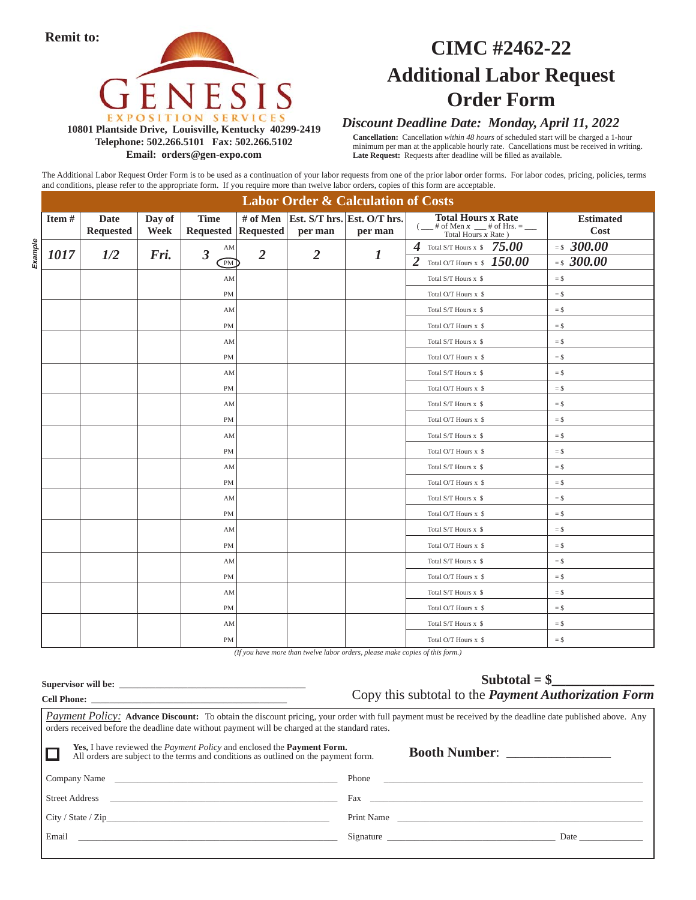**Remit to:**

GENESIS EXPOSITION SERVICES

**10801 Plantside Drive, Louisville, Kentucky 40299-2419**
**Telephone: 502.266.5101 Fax: 502.266.5102**
**Email: orders@gen-expo.com**

# CIMC #2462-22
# Additional Labor Request Order Form

***Discount Deadline Date: Monday, April 11, 2022***

**Cancellation:** Cancellation *within 48 hours* of scheduled start will be charged a 1-hour minimum per man at the applicable hourly rate. Cancellations must be received in writing.
**Late Request:** Requests after deadline will be filled as available.

The Additional Labor Request Order Form is to be used as a continuation of your labor requests from one of the prior labor order forms. For labor codes, pricing, policies, terms and conditions, please refer to the appropriate form. If you require more than twelve labor orders, copies of this form are acceptable.

## Labor Order & Calculation of Costs

| | Item # | Date Requested | Day of Week | Time Requested | # of Men Requested | Est. S/T hrs. per man | Est. O/T hrs. per man | Total Hours x Rate ( ___ # of Men x ___ # of Hrs. = ___ Total Hours x Rate ) | Estimated Cost |
|---|---|---|---|---|---|---|---|---|---|
| *Example* | *1017* | *1/2* | *Fri.* | *3* AM / PM (circled) | *2* | *2* | *1* | *4* Total S/T Hours x $ *75.00* | = $ *300.00* |
| | | | | | | | | *2* Total O/T Hours x $ *150.00* | = $ *300.00* |
| | | | | AM | | | | Total S/T Hours x $ | = $ |
| | | | | PM | | | | Total O/T Hours x $ | = $ |
| | | | | AM | | | | Total S/T Hours x $ | = $ |
| | | | | PM | | | | Total O/T Hours x $ | = $ |
| | | | | AM | | | | Total S/T Hours x $ | = $ |
| | | | | PM | | | | Total O/T Hours x $ | = $ |
| | | | | AM | | | | Total S/T Hours x $ | = $ |
| | | | | PM | | | | Total O/T Hours x $ | = $ |
| | | | | AM | | | | Total S/T Hours x $ | = $ |
| | | | | PM | | | | Total O/T Hours x $ | = $ |
| | | | | AM | | | | Total S/T Hours x $ | = $ |
| | | | | PM | | | | Total O/T Hours x $ | = $ |
| | | | | AM | | | | Total S/T Hours x $ | = $ |
| | | | | PM | | | | Total O/T Hours x $ | = $ |
| | | | | AM | | | | Total S/T Hours x $ | = $ |
| | | | | PM | | | | Total O/T Hours x $ | = $ |
| | | | | AM | | | | Total S/T Hours x $ | = $ |
| | | | | PM | | | | Total O/T Hours x $ | = $ |
| | | | | AM | | | | Total S/T Hours x $ | = $ |
| | | | | PM | | | | Total O/T Hours x $ | = $ |
| | | | | AM | | | | Total S/T Hours x $ | = $ |
| | | | | PM | | | | Total O/T Hours x $ | = $ |
| | | | | AM | | | | Total S/T Hours x $ | = $ |
| | | | | PM | | | | Total O/T Hours x $ | = $ |

*(If you have more than twelve labor orders, please make copies of this form.)*

**Supervisor will be:** ______________________________________

**Cell Phone:** ______________________________________

**Subtotal = $**_______________
Copy this subtotal to the ***Payment Authorization Form***

*Payment Policy:* **Advance Discount:** To obtain the discount pricing, your order with full payment must be received by the deadline date published above. Any orders received before the deadline date without payment will be charged at the standard rates.

☐ **Yes,** I have reviewed the *Payment Policy* and enclosed the **Payment Form.** All orders are subject to the terms and conditions as outlined on the payment form.

**Booth Number**: _________________

Company Name ______________________________________ Phone ______________________________________

Street Address ______________________________________ Fax ______________________________________

City / State / Zip______________________________________ Print Name ______________________________________

Email ______________________________________ Signature ______________________________ Date ______________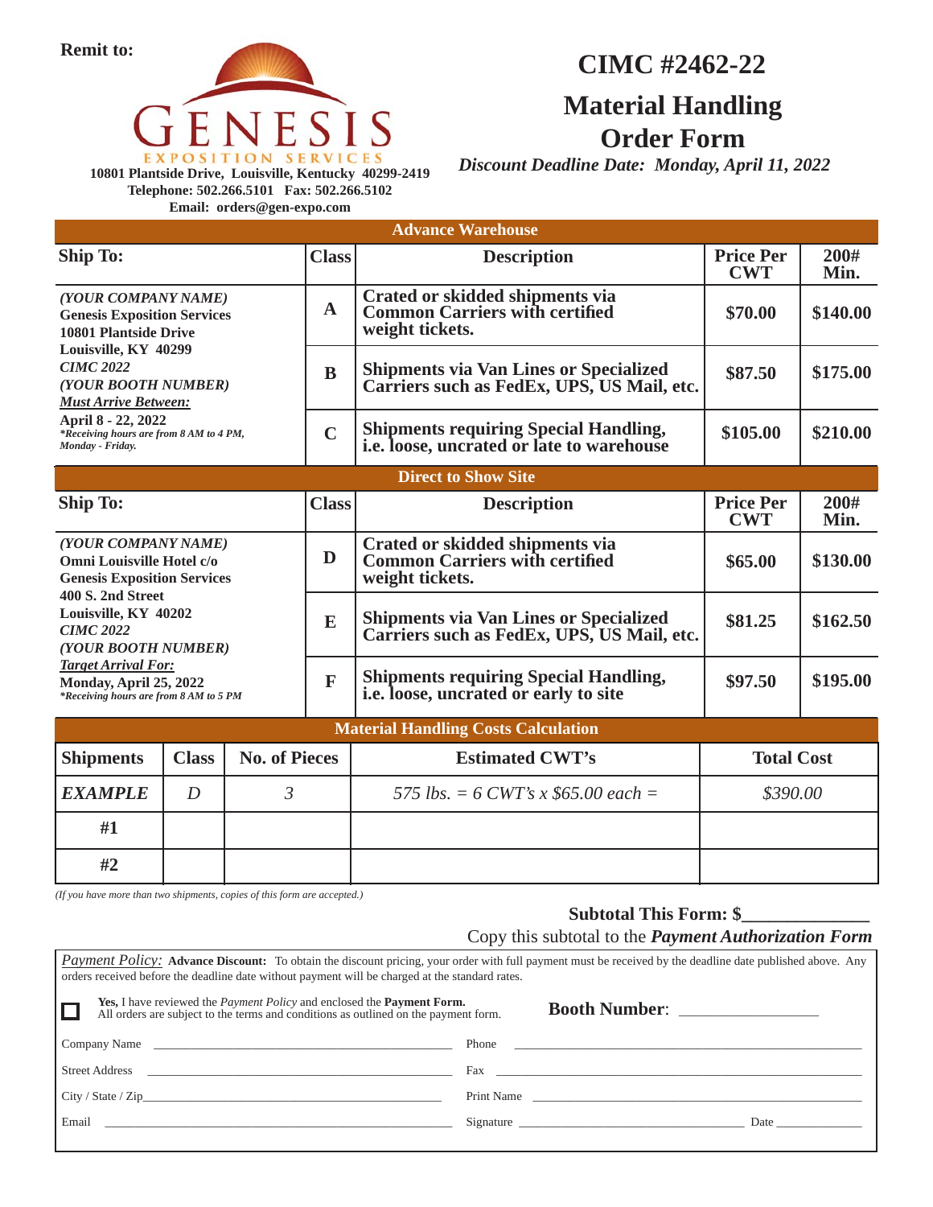**Remit to:**

GENESIS EXPOSITION SERVICES

**10801 Plantside Drive, Louisville, Kentucky 40299-2419**
**Telephone: 502.266.5101 Fax: 502.266.5102**
**Email: orders@gen-expo.com**

# CIMC #2462-22

# Material Handling Order Form

***Discount Deadline Date: Monday, April 11, 2022***

## Advance Warehouse

| Ship To: | Class | Description | Price Per CWT | 200# Min. |
|---|---|---|---|---|
| *(YOUR COMPANY NAME)* **Genesis Exposition Services** **10801 Plantside Drive** **Louisville, KY 40299** *CIMC 2022* *(YOUR BOOTH NUMBER)* ***Must Arrive Between:*** **April 8 - 22, 2022** *\*Receiving hours are from 8 AM to 4 PM, Monday - Friday.* | A | Crated or skidded shipments via Common Carriers with certified weight tickets. | $70.00 | $140.00 |
| | B | Shipments via Van Lines or Specialized Carriers such as FedEx, UPS, US Mail, etc. | $87.50 | $175.00 |
| | C | Shipments requiring Special Handling, i.e. loose, uncrated or late to warehouse | $105.00 | $210.00 |

## Direct to Show Site

| Ship To: | Class | Description | Price Per CWT | 200# Min. |
|---|---|---|---|---|
| *(YOUR COMPANY NAME)* **Omni Louisville Hotel c/o** **Genesis Exposition Services** **400 S. 2nd Street** **Louisville, KY 40202** *CIMC 2022* *(YOUR BOOTH NUMBER)* ***Target Arrival For:*** **Monday, April 25, 2022** *\*Receiving hours are from 8 AM to 5 PM* | D | Crated or skidded shipments via Common Carriers with certified weight tickets. | $65.00 | $130.00 |
| | E | Shipments via Van Lines or Specialized Carriers such as FedEx, UPS, US Mail, etc. | $81.25 | $162.50 |
| | F | Shipments requiring Special Handling, i.e. loose, uncrated or early to site | $97.50 | $195.00 |

## Material Handling Costs Calculation

| Shipments | Class | No. of Pieces | Estimated CWT's | Total Cost |
|---|---|---|---|---|
| ***EXAMPLE*** | *D* | *3* | *575 lbs. = 6 CWT's x $65.00 each =* | *$390.00* |
| **#1** | | | | |
| **#2** | | | | |

*(If you have more than two shipments, copies of this form are accepted.)*

**Subtotal This Form: $\_\_\_\_\_\_\_\_\_\_\_\_\_\_**

Copy this subtotal to the ***Payment Authorization Form***

*Payment Policy:* **Advance Discount:** To obtain the discount pricing, your order with full payment must be received by the deadline date published above. Any orders received before the deadline date without payment will be charged at the standard rates.

☐ **Yes,** I have reviewed the *Payment Policy* and enclosed the **Payment Form.** All orders are subject to the terms and conditions as outlined on the payment form.

**Booth Number**: \_\_\_\_\_\_\_\_\_\_\_\_\_\_\_\_\_\_

Company Name \_\_\_\_\_\_\_\_\_\_\_\_\_\_\_\_\_\_\_\_\_\_\_\_\_\_\_\_\_\_\_\_ Phone \_\_\_\_\_\_\_\_\_\_\_\_\_\_\_\_\_\_\_\_\_\_\_\_\_\_\_\_\_\_\_\_

Street Address \_\_\_\_\_\_\_\_\_\_\_\_\_\_\_\_\_\_\_\_\_\_\_\_\_\_\_\_\_\_\_\_ Fax \_\_\_\_\_\_\_\_\_\_\_\_\_\_\_\_\_\_\_\_\_\_\_\_\_\_\_\_\_\_\_\_

City / State / Zip\_\_\_\_\_\_\_\_\_\_\_\_\_\_\_\_\_\_\_\_\_\_\_\_\_\_\_\_\_\_\_\_ Print Name \_\_\_\_\_\_\_\_\_\_\_\_\_\_\_\_\_\_\_\_\_\_\_\_\_\_\_\_\_\_\_\_

Email \_\_\_\_\_\_\_\_\_\_\_\_\_\_\_\_\_\_\_\_\_\_\_\_\_\_\_\_\_\_\_\_ Signature \_\_\_\_\_\_\_\_\_\_\_\_\_\_\_\_\_\_\_\_\_\_\_\_ Date \_\_\_\_\_\_\_\_\_\_\_\_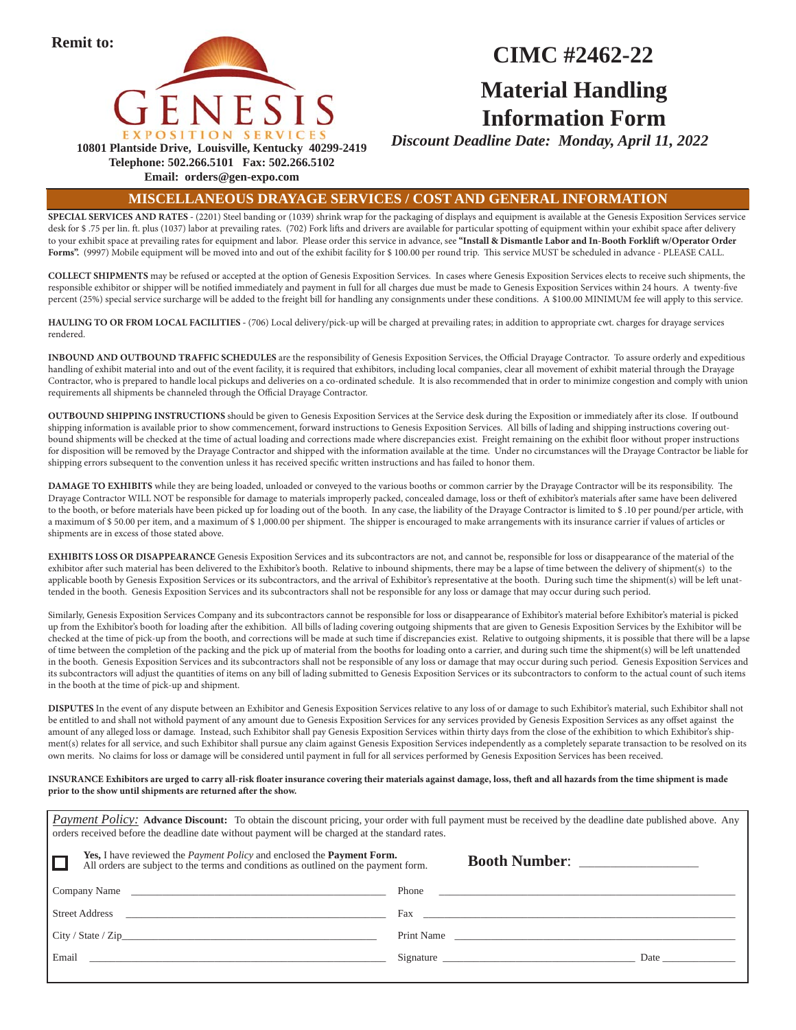**Remit to:**

GENESIS
EXPOSITION SERVICES

**10801 Plantside Drive, Louisville, Kentucky 40299-2419**
**Telephone: 502.266.5101 Fax: 502.266.5102**
**Email: orders@gen-expo.com**

# CIMC #2462-22

# Material Handling Information Form

***Discount Deadline Date: Monday, April 11, 2022***

## MISCELLANEOUS DRAYAGE SERVICES / COST AND GENERAL INFORMATION

**SPECIAL SERVICES AND RATES** - (2201) Steel banding or (1039) shrink wrap for the packaging of displays and equipment is available at the Genesis Exposition Services service desk for $ .75 per lin. ft. plus (1037) labor at prevailing rates. (702) Fork lifts and drivers are available for particular spotting of equipment within your exhibit space after delivery to your exhibit space at prevailing rates for equipment and labor. Please order this service in advance, see **"Install & Dismantle Labor and In-Booth Forklift w/Operator Order Forms".** (9997) Mobile equipment will be moved into and out of the exhibit facility for $ 100.00 per round trip. This service MUST be scheduled in advance - PLEASE CALL.

**COLLECT SHIPMENTS** may be refused or accepted at the option of Genesis Exposition Services. In cases where Genesis Exposition Services elects to receive such shipments, the responsible exhibitor or shipper will be notified immediately and payment in full for all charges due must be made to Genesis Exposition Services within 24 hours. A twenty-five percent (25%) special service surcharge will be added to the freight bill for handling any consignments under these conditions. A $100.00 MINIMUM fee will apply to this service.

**HAULING TO OR FROM LOCAL FACILITIES** - (706) Local delivery/pick-up will be charged at prevailing rates; in addition to appropriate cwt. charges for drayage services rendered.

**INBOUND AND OUTBOUND TRAFFIC SCHEDULES** are the responsibility of Genesis Exposition Services, the Official Drayage Contractor. To assure orderly and expeditious handling of exhibit material into and out of the event facility, it is required that exhibitors, including local companies, clear all movement of exhibit material through the Drayage Contractor, who is prepared to handle local pickups and deliveries on a co-ordinated schedule. It is also recommended that in order to minimize congestion and comply with union requirements all shipments be channeled through the Official Drayage Contractor.

**OUTBOUND SHIPPING INSTRUCTIONS** should be given to Genesis Exposition Services at the Service desk during the Exposition or immediately after its close. If outbound shipping information is available prior to show commencement, forward instructions to Genesis Exposition Services. All bills of lading and shipping instructions covering outbound shipments will be checked at the time of actual loading and corrections made where discrepancies exist. Freight remaining on the exhibit floor without proper instructions for disposition will be removed by the Drayage Contractor and shipped with the information available at the time. Under no circumstances will the Drayage Contractor be liable for shipping errors subsequent to the convention unless it has received specific written instructions and has failed to honor them.

**DAMAGE TO EXHIBITS** while they are being loaded, unloaded or conveyed to the various booths or common carrier by the Drayage Contractor will be its responsibility. The Drayage Contractor WILL NOT be responsible for damage to materials improperly packed, concealed damage, loss or theft of exhibitor's materials after same have been delivered to the booth, or before materials have been picked up for loading out of the booth. In any case, the liability of the Drayage Contractor is limited to $ .10 per pound/per article, with a maximum of $ 50.00 per item, and a maximum of $ 1,000.00 per shipment. The shipper is encouraged to make arrangements with its insurance carrier if values of articles or shipments are in excess of those stated above.

**EXHIBITS LOSS OR DISAPPEARANCE** Genesis Exposition Services and its subcontractors are not, and cannot be, responsible for loss or disappearance of the material of the exhibitor after such material has been delivered to the Exhibitor's booth. Relative to inbound shipments, there may be a lapse of time between the delivery of shipment(s) to the applicable booth by Genesis Exposition Services or its subcontractors, and the arrival of Exhibitor's representative at the booth. During such time the shipment(s) will be left unattended in the booth. Genesis Exposition Services and its subcontractors shall not be responsible for any loss or damage that may occur during such period.

Similarly, Genesis Exposition Services Company and its subcontractors cannot be responsible for loss or disappearance of Exhibitor's material before Exhibitor's material is picked up from the Exhibitor's booth for loading after the exhibition. All bills of lading covering outgoing shipments that are given to Genesis Exposition Services by the Exhibitor will be checked at the time of pick-up from the booth, and corrections will be made at such time if discrepancies exist. Relative to outgoing shipments, it is possible that there will be a lapse of time between the completion of the packing and the pick up of material from the booths for loading onto a carrier, and during such time the shipment(s) will be left unattended in the booth. Genesis Exposition Services and its subcontractors shall not be responsible of any loss or damage that may occur during such period. Genesis Exposition Services and its subcontractors will adjust the quantities of items on any bill of lading submitted to Genesis Exposition Services or its subcontractors to conform to the actual count of such items in the booth at the time of pick-up and shipment.

**DISPUTES** In the event of any dispute between an Exhibitor and Genesis Exposition Services relative to any loss of or damage to such Exhibitor's material, such Exhibitor shall not be entitled to and shall not withold payment of any amount due to Genesis Exposition Services for any services provided by Genesis Exposition Services as any offset against the amount of any alleged loss or damage. Instead, such Exhibitor shall pay Genesis Exposition Services within thirty days from the close of the exhibition to which Exhibitor's shipment(s) relates for all service, and such Exhibitor shall pursue any claim against Genesis Exposition Services independently as a completely separate transaction to be resolved on its own merits. No claims for loss or damage will be considered until payment in full for all services performed by Genesis Exposition Services has been received.

**INSURANCE Exhibitors are urged to carry all-risk floater insurance covering their materials against damage, loss, theft and all hazards from the time shipment is made prior to the show until shipments are returned after the show.**

*Payment Policy:* **Advance Discount:** To obtain the discount pricing, your order with full payment must be received by the deadline date published above. Any orders received before the deadline date without payment will be charged at the standard rates.

☐ **Yes,** I have reviewed the *Payment Policy* and enclosed the **Payment Form.**
All orders are subject to the terms and conditions as outlined on the payment form.

**Booth Number:** ________________

Company Name ____________________________ Phone ____________________________

Street Address ____________________________ Fax ____________________________

City / State / Zip ____________________________ Print Name ____________________________

Email ____________________________ Signature ____________________________ Date ____________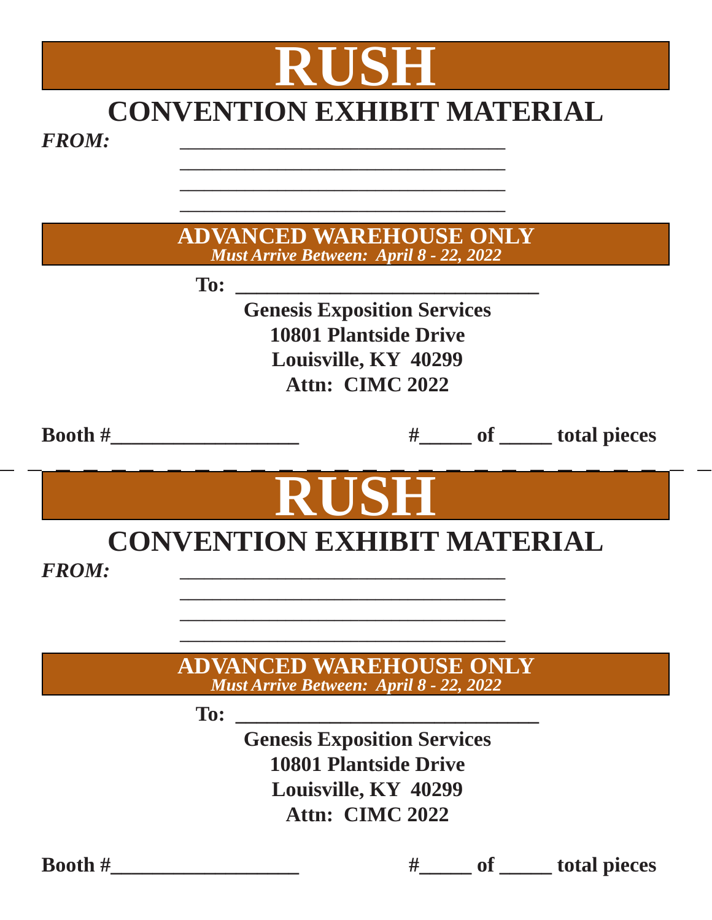# RUSH

## CONVENTION EXHIBIT MATERIAL

***FROM:*** ________________________________

________________________________

________________________________

________________________________

**ADVANCED WAREHOUSE ONLY**

***Must Arrive Between: April 8 - 22, 2022***

**To:** ______________________________

**Genesis Exposition Services**
**10801 Plantside Drive**
**Louisville, KY 40299**
**Attn: CIMC 2022**

**Booth #**__________________ **#**_____ **of** _____ **total pieces**

---

# RUSH

## CONVENTION EXHIBIT MATERIAL

***FROM:*** ________________________________

________________________________

________________________________

________________________________

**ADVANCED WAREHOUSE ONLY**

***Must Arrive Between: April 8 - 22, 2022***

**To:** ______________________________

**Genesis Exposition Services**
**10801 Plantside Drive**
**Louisville, KY 40299**
**Attn: CIMC 2022**

**Booth #**__________________ **#**_____ **of** _____ **total pieces**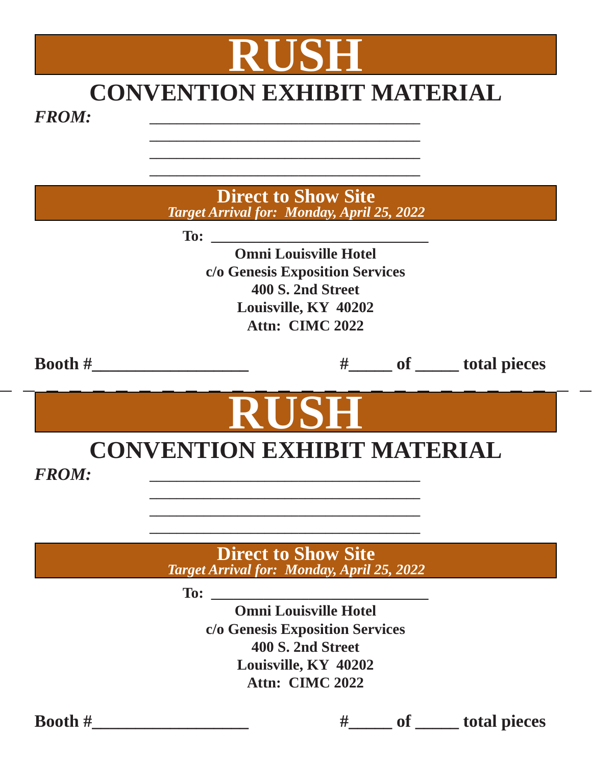# RUSH

## CONVENTION EXHIBIT MATERIAL

***FROM:*** ________________________________

________________________________

________________________________

________________________________

**Direct to Show Site**

***Target Arrival for: Monday, April 25, 2022***

**To:** ____________________________

**Omni Louisville Hotel**
**c/o Genesis Exposition Services**
**400 S. 2nd Street**
**Louisville, KY 40202**
**Attn: CIMC 2022**

**Booth #__________________** **#_____ of _____ total pieces**

---

# RUSH

## CONVENTION EXHIBIT MATERIAL

***FROM:*** ________________________________

________________________________

________________________________

________________________________

**Direct to Show Site**

***Target Arrival for: Monday, April 25, 2022***

**To:** ____________________________

**Omni Louisville Hotel**
**c/o Genesis Exposition Services**
**400 S. 2nd Street**
**Louisville, KY 40202**
**Attn: CIMC 2022**

**Booth #__________________** **#_____ of _____ total pieces**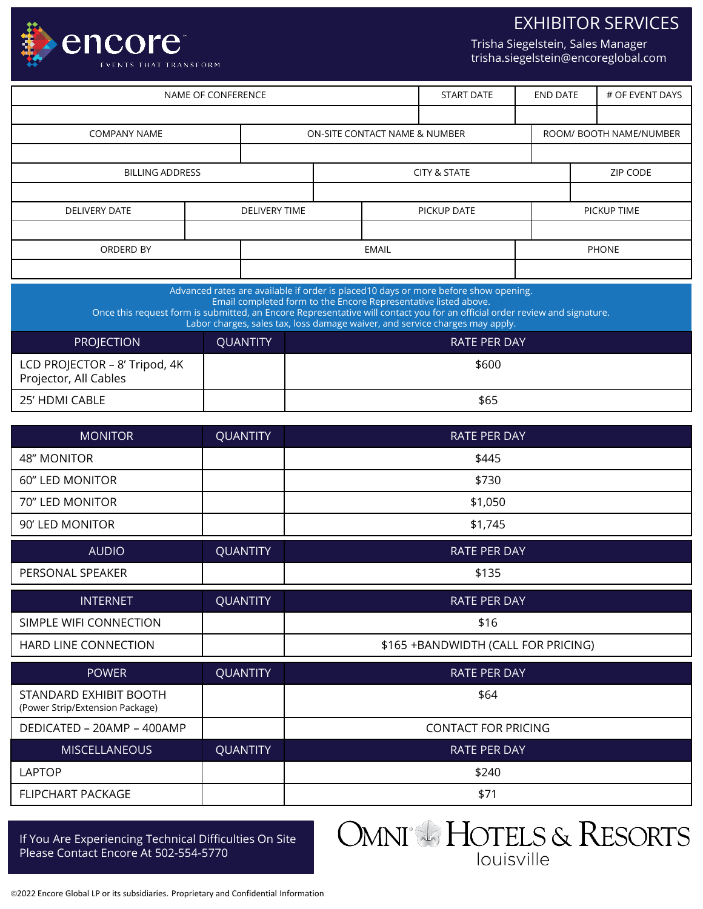encore
EVENTS THAT TRANSFORM

# EXHIBITOR SERVICES

Trisha Siegelstein, Sales Manager
trisha.siegelstein@encoreglobal.com

| NAME OF CONFERENCE | START DATE | END DATE | # OF EVENT DAYS |
|---|---|---|---|
| | | | |

| COMPANY NAME | ON-SITE CONTACT NAME & NUMBER | ROOM/ BOOTH NAME/NUMBER |
|---|---|---|
| | | |

| BILLING ADDRESS | CITY & STATE | ZIP CODE |
|---|---|---|
| | | |

| DELIVERY DATE | DELIVERY TIME | PICKUP DATE | PICKUP TIME |
|---|---|---|---|
| | | | |

| ORDERD BY | EMAIL | PHONE |
|---|---|---|
| | | |

Advanced rates are available if order is placed10 days or more before show opening.
Email completed form to the Encore Representative listed above.
Once this request form is submitted, an Encore Representative will contact you for an official order review and signature.
Labor charges, sales tax, loss damage waiver, and service charges may apply.

| PROJECTION | QUANTITY | RATE PER DAY |
|---|---|---|
| LCD PROJECTOR – 8' Tripod, 4K Projector, All Cables | | $600 |
| 25' HDMI CABLE | | $65 |

| MONITOR | QUANTITY | RATE PER DAY |
|---|---|---|
| 48" MONITOR | | $445 |
| 60" LED MONITOR | | $730 |
| 70" LED MONITOR | | $1,050 |
| 90' LED MONITOR | | $1,745 |

| AUDIO | QUANTITY | RATE PER DAY |
|---|---|---|
| PERSONAL SPEAKER | | $135 |

| INTERNET | QUANTITY | RATE PER DAY |
|---|---|---|
| SIMPLE WIFI CONNECTION | | $16 |
| HARD LINE CONNECTION | | $165 +BANDWIDTH (CALL FOR PRICING) |

| POWER | QUANTITY | RATE PER DAY |
|---|---|---|
| STANDARD EXHIBIT BOOTH (Power Strip/Extension Package) | | $64 |
| DEDICATED – 20AMP – 400AMP | | CONTACT FOR PRICING |

| MISCELLANEOUS | QUANTITY | RATE PER DAY |
|---|---|---|
| LAPTOP | | $240 |
| FLIPCHART PACKAGE | | $71 |

If You Are Experiencing Technical Difficulties On Site Please Contact Encore At 502-554-5770

OMNI HOTELS & RESORTS
louisville

©2022 Encore Global LP or its subsidiaries. Proprietary and Confidential Information